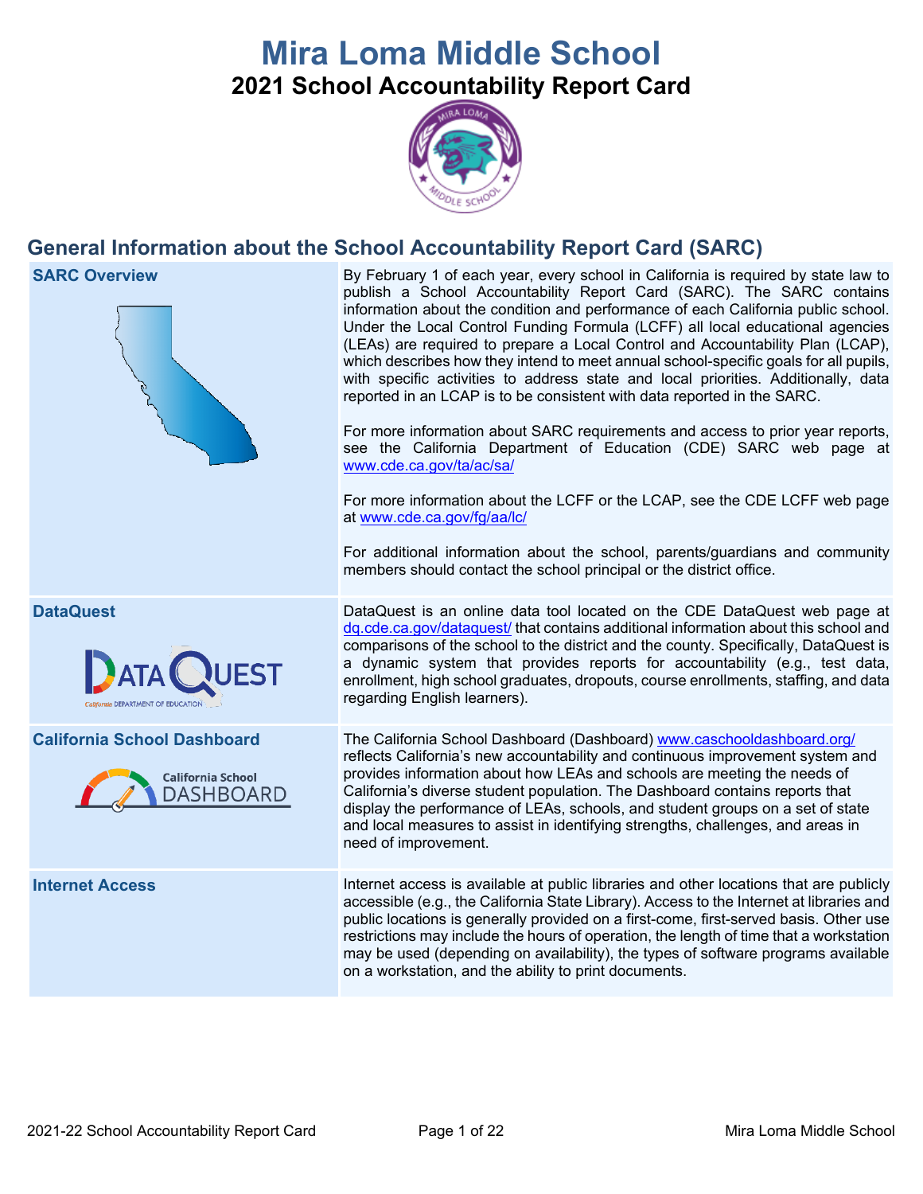# Mira Loma Middle School

## 2021 School Accountability Report Card

## General Information about the School Accountability Report Card (SARC)

| | |
|---|---|
| **SARC Overview** | By February 1 of each year, every school in California is required by state law to publish a School Accountability Report Card (SARC). The SARC contains information about the condition and performance of each California public school. Under the Local Control Funding Formula (LCFF) all local educational agencies (LEAs) are required to prepare a Local Control and Accountability Plan (LCAP), which describes how they intend to meet annual school-specific goals for all pupils, with specific activities to address state and local priorities. Additionally, data reported in an LCAP is to be consistent with data reported in the SARC.<br><br>For more information about SARC requirements and access to prior year reports, see the California Department of Education (CDE) SARC web page at www.cde.ca.gov/ta/ac/sa/<br><br>For more information about the LCFF or the LCAP, see the CDE LCFF web page at www.cde.ca.gov/fg/aa/lc/<br><br>For additional information about the school, parents/guardians and community members should contact the school principal or the district office. |
| **DataQuest** | DataQuest is an online data tool located on the CDE DataQuest web page at dq.cde.ca.gov/dataquest/ that contains additional information about this school and comparisons of the school to the district and the county. Specifically, DataQuest is a dynamic system that provides reports for accountability (e.g., test data, enrollment, high school graduates, dropouts, course enrollments, staffing, and data regarding English learners). |
| **California School Dashboard** | The California School Dashboard (Dashboard) www.caschooldashboard.org/ reflects California's new accountability and continuous improvement system and provides information about how LEAs and schools are meeting the needs of California's diverse student population. The Dashboard contains reports that display the performance of LEAs, schools, and student groups on a set of state and local measures to assist in identifying strengths, challenges, and areas in need of improvement. |
| **Internet Access** | Internet access is available at public libraries and other locations that are publicly accessible (e.g., the California State Library). Access to the Internet at libraries and public locations is generally provided on a first-come, first-served basis. Other use restrictions may include the hours of operation, the length of time that a workstation may be used (depending on availability), the types of software programs available on a workstation, and the ability to print documents. |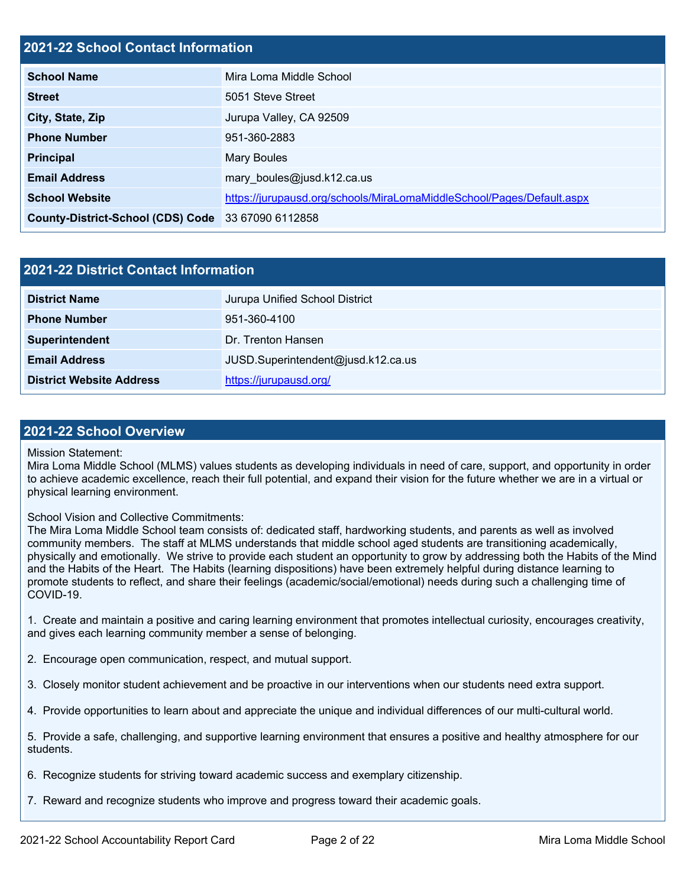## 2021-22 School Contact Information

| School Name | Mira Loma Middle School |
|---|---|
| Street | 5051 Steve Street |
| City, State, Zip | Jurupa Valley, CA 92509 |
| Phone Number | 951-360-2883 |
| Principal | Mary Boules |
| Email Address | mary_boules@jusd.k12.ca.us |
| School Website | https://jurupausd.org/schools/MiraLomaMiddleSchool/Pages/Default.aspx |
| County-District-School (CDS) Code | 33 67090 6112858 |

## 2021-22 District Contact Information

| District Name | Jurupa Unified School District |
|---|---|
| Phone Number | 951-360-4100 |
| Superintendent | Dr. Trenton Hansen |
| Email Address | JUSD.Superintendent@jusd.k12.ca.us |
| District Website Address | https://jurupausd.org/ |

## 2021-22 School Overview

Mission Statement:
Mira Loma Middle School (MLMS) values students as developing individuals in need of care, support, and opportunity in order to achieve academic excellence, reach their full potential, and expand their vision for the future whether we are in a virtual or physical learning environment.

School Vision and Collective Commitments:
The Mira Loma Middle School team consists of: dedicated staff, hardworking students, and parents as well as involved community members. The staff at MLMS understands that middle school aged students are transitioning academically, physically and emotionally. We strive to provide each student an opportunity to grow by addressing both the Habits of the Mind and the Habits of the Heart. The Habits (learning dispositions) have been extremely helpful during distance learning to promote students to reflect, and share their feelings (academic/social/emotional) needs during such a challenging time of COVID-19.

1. Create and maintain a positive and caring learning environment that promotes intellectual curiosity, encourages creativity, and gives each learning community member a sense of belonging.

2. Encourage open communication, respect, and mutual support.

3. Closely monitor student achievement and be proactive in our interventions when our students need extra support.

4. Provide opportunities to learn about and appreciate the unique and individual differences of our multi-cultural world.

5. Provide a safe, challenging, and supportive learning environment that ensures a positive and healthy atmosphere for our students.

6. Recognize students for striving toward academic success and exemplary citizenship.

7. Reward and recognize students who improve and progress toward their academic goals.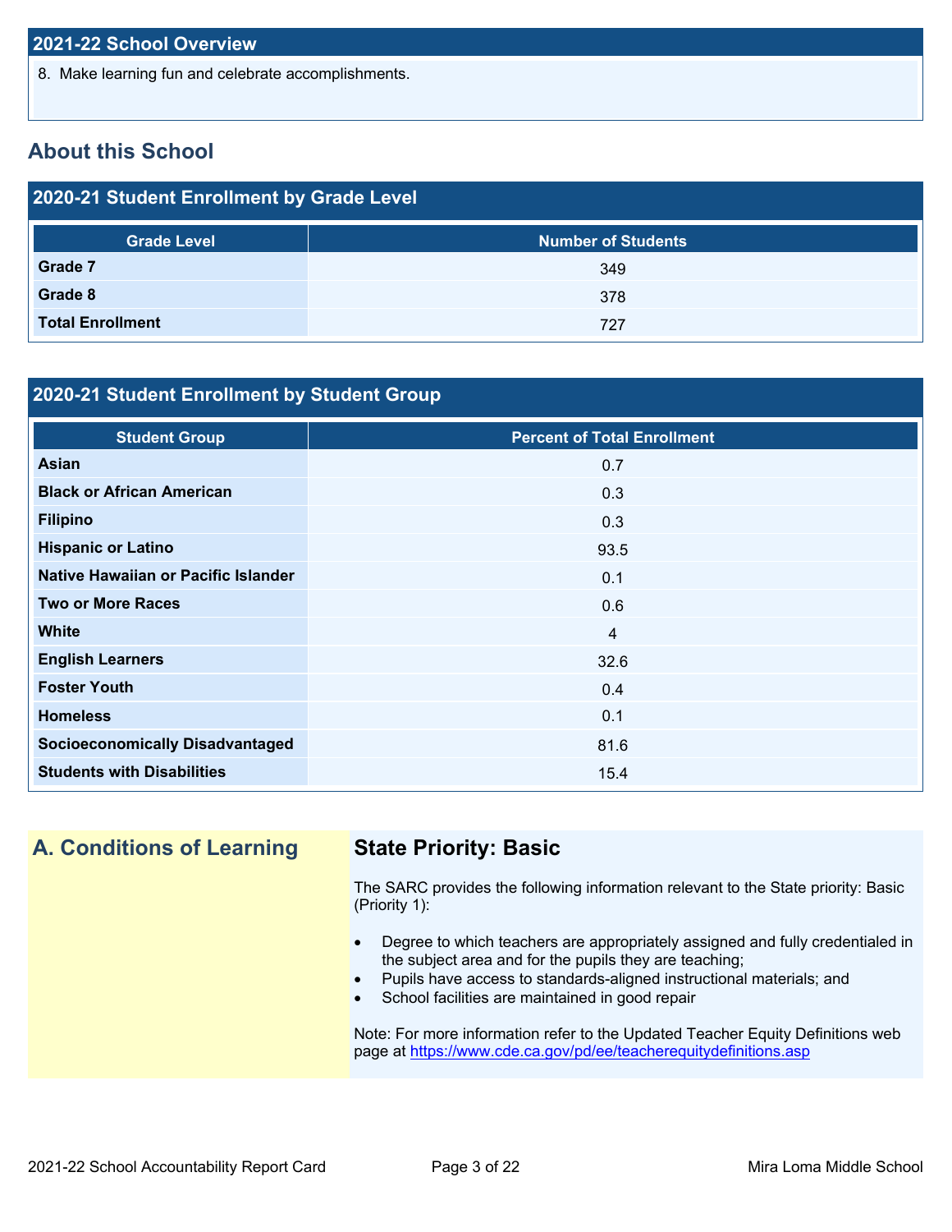## 2021-22 School Overview

8. Make learning fun and celebrate accomplishments.

## About this School

### 2020-21 Student Enrollment by Grade Level

| Grade Level | Number of Students |
|---|---|
| Grade 7 | 349 |
| Grade 8 | 378 |
| Total Enrollment | 727 |

### 2020-21 Student Enrollment by Student Group

| Student Group | Percent of Total Enrollment |
|---|---|
| Asian | 0.7 |
| Black or African American | 0.3 |
| Filipino | 0.3 |
| Hispanic or Latino | 93.5 |
| Native Hawaiian or Pacific Islander | 0.1 |
| Two or More Races | 0.6 |
| White | 4 |
| English Learners | 32.6 |
| Foster Youth | 0.4 |
| Homeless | 0.1 |
| Socioeconomically Disadvantaged | 81.6 |
| Students with Disabilities | 15.4 |

## A. Conditions of Learning

### State Priority: Basic

The SARC provides the following information relevant to the State priority: Basic (Priority 1):

- Degree to which teachers are appropriately assigned and fully credentialed in the subject area and for the pupils they are teaching;
- Pupils have access to standards-aligned instructional materials; and
- School facilities are maintained in good repair

Note: For more information refer to the Updated Teacher Equity Definitions web page at https://www.cde.ca.gov/pd/ee/teacherequitydefinitions.asp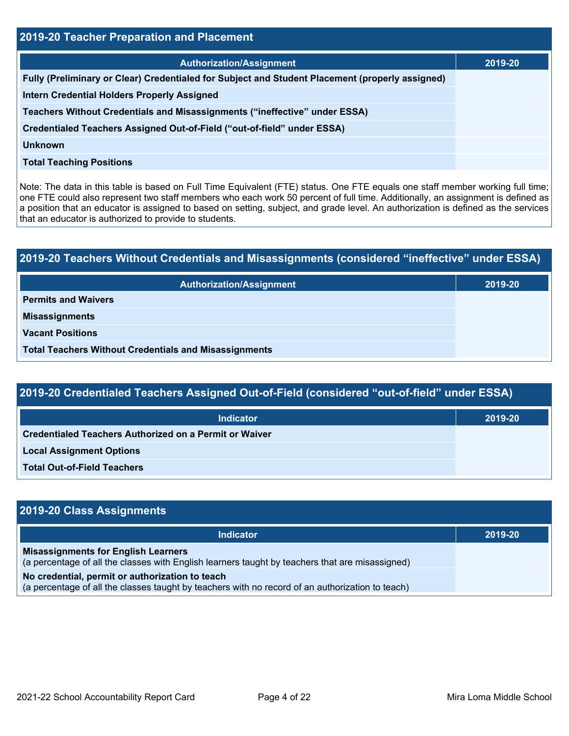## 2019-20 Teacher Preparation and Placement

| Authorization/Assignment | 2019-20 |
| --- | --- |
| **Fully (Preliminary or Clear) Credentialed for Subject and Student Placement (properly assigned)** | |
| **Intern Credential Holders Properly Assigned** | |
| **Teachers Without Credentials and Misassignments ("ineffective" under ESSA)** | |
| **Credentialed Teachers Assigned Out-of-Field ("out-of-field" under ESSA)** | |
| **Unknown** | |
| **Total Teaching Positions** | |

Note: The data in this table is based on Full Time Equivalent (FTE) status. One FTE equals one staff member working full time; one FTE could also represent two staff members who each work 50 percent of full time. Additionally, an assignment is defined as a position that an educator is assigned to based on setting, subject, and grade level. An authorization is defined as the services that an educator is authorized to provide to students.

## 2019-20 Teachers Without Credentials and Misassignments (considered "ineffective" under ESSA)

| Authorization/Assignment | 2019-20 |
| --- | --- |
| **Permits and Waivers** | |
| **Misassignments** | |
| **Vacant Positions** | |
| **Total Teachers Without Credentials and Misassignments** | |

## 2019-20 Credentialed Teachers Assigned Out-of-Field (considered "out-of-field" under ESSA)

| Indicator | 2019-20 |
| --- | --- |
| **Credentialed Teachers Authorized on a Permit or Waiver** | |
| **Local Assignment Options** | |
| **Total Out-of-Field Teachers** | |

## 2019-20 Class Assignments

| Indicator | 2019-20 |
| --- | --- |
| **Misassignments for English Learners** (a percentage of all the classes with English learners taught by teachers that are misassigned) | |
| **No credential, permit or authorization to teach** (a percentage of all the classes taught by teachers with no record of an authorization to teach) | |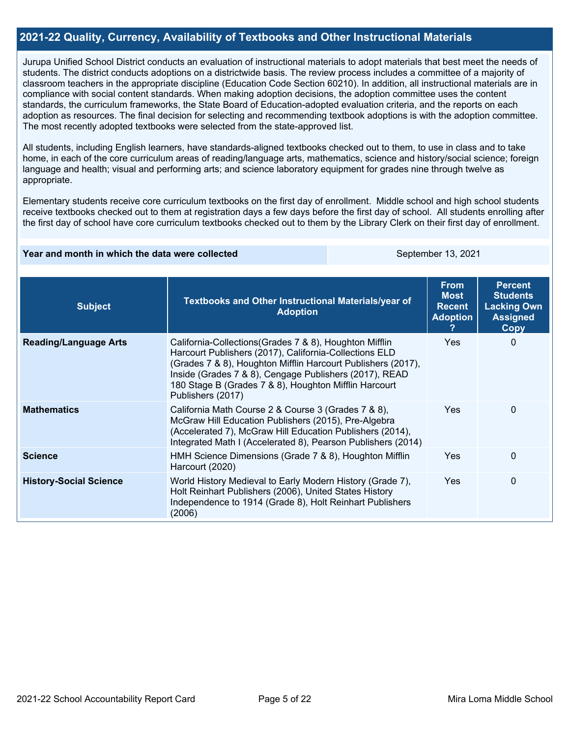## 2021-22 Quality, Currency, Availability of Textbooks and Other Instructional Materials

Jurupa Unified School District conducts an evaluation of instructional materials to adopt materials that best meet the needs of students. The district conducts adoptions on a districtwide basis. The review process includes a committee of a majority of classroom teachers in the appropriate discipline (Education Code Section 60210). In addition, all instructional materials are in compliance with social content standards. When making adoption decisions, the adoption committee uses the content standards, the curriculum frameworks, the State Board of Education-adopted evaluation criteria, and the reports on each adoption as resources. The final decision for selecting and recommending textbook adoptions is with the adoption committee. The most recently adopted textbooks were selected from the state-approved list.

All students, including English learners, have standards-aligned textbooks checked out to them, to use in class and to take home, in each of the core curriculum areas of reading/language arts, mathematics, science and history/social science; foreign language and health; visual and performing arts; and science laboratory equipment for grades nine through twelve as appropriate.

Elementary students receive core curriculum textbooks on the first day of enrollment. Middle school and high school students receive textbooks checked out to them at registration days a few days before the first day of school. All students enrolling after the first day of school have core curriculum textbooks checked out to them by the Library Clerk on their first day of enrollment.

| Year and month in which the data were collected | September 13, 2021 |
|---|---|

| Subject | Textbooks and Other Instructional Materials/year of Adoption | From Most Recent Adoption ? | Percent Students Lacking Own Assigned Copy |
|---|---|---|---|
| **Reading/Language Arts** | California-Collections(Grades 7 & 8), Houghton Mifflin Harcourt Publishers (2017), California-Collections ELD (Grades 7 & 8), Houghton Mifflin Harcourt Publishers (2017), Inside (Grades 7 & 8), Cengage Publishers (2017), READ 180 Stage B (Grades 7 & 8), Houghton Mifflin Harcourt Publishers (2017) | Yes | 0 |
| **Mathematics** | California Math Course 2 & Course 3 (Grades 7 & 8), McGraw Hill Education Publishers (2015), Pre-Algebra (Accelerated 7), McGraw Hill Education Publishers (2014), Integrated Math I (Accelerated 8), Pearson Publishers (2014) | Yes | 0 |
| **Science** | HMH Science Dimensions (Grade 7 & 8), Houghton Mifflin Harcourt (2020) | Yes | 0 |
| **History-Social Science** | World History Medieval to Early Modern History (Grade 7), Holt Reinhart Publishers (2006), United States History Independence to 1914 (Grade 8), Holt Reinhart Publishers (2006) | Yes | 0 |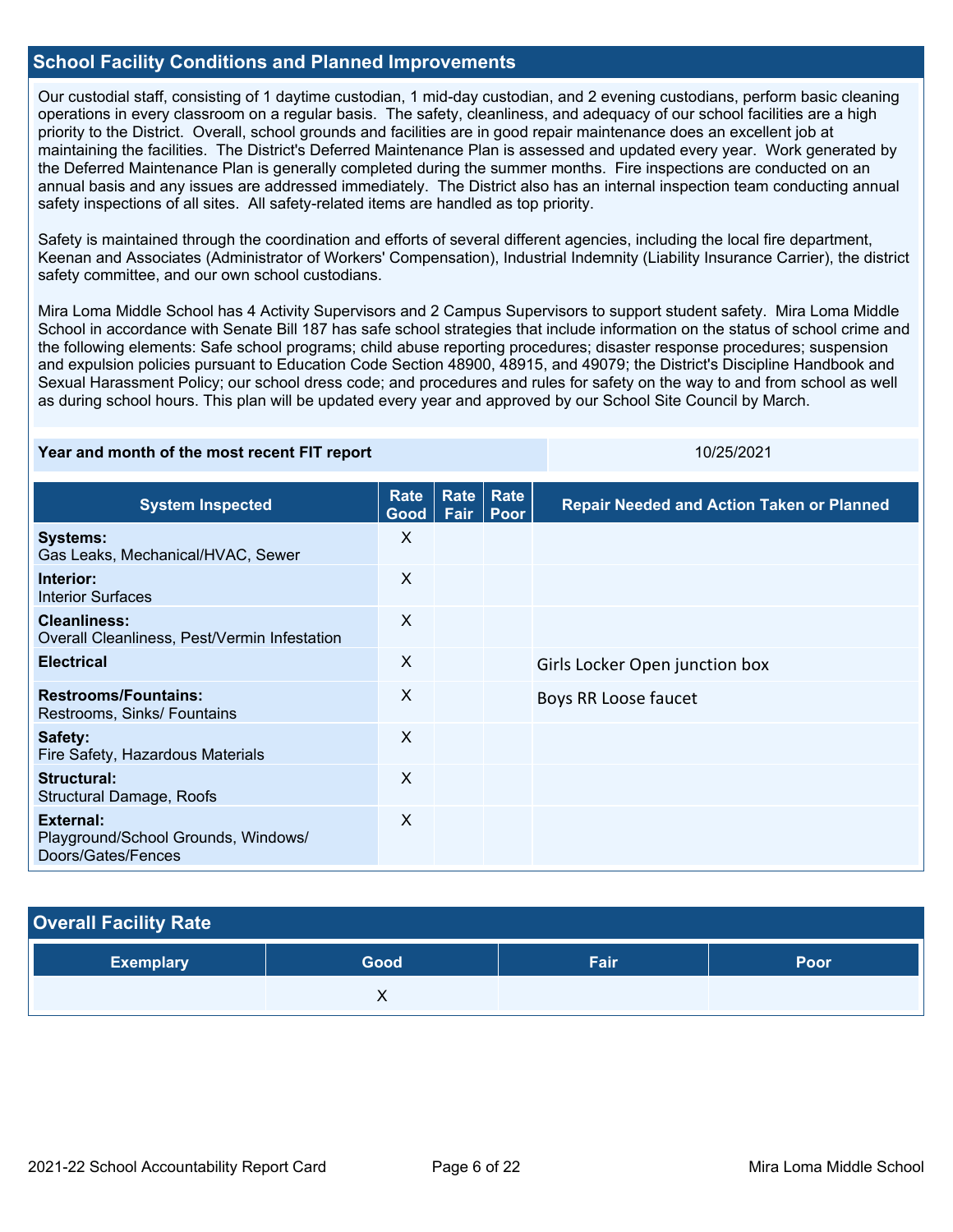## School Facility Conditions and Planned Improvements

Our custodial staff, consisting of 1 daytime custodian, 1 mid-day custodian, and 2 evening custodians, perform basic cleaning operations in every classroom on a regular basis. The safety, cleanliness, and adequacy of our school facilities are a high priority to the District. Overall, school grounds and facilities are in good repair maintenance does an excellent job at maintaining the facilities. The District's Deferred Maintenance Plan is assessed and updated every year. Work generated by the Deferred Maintenance Plan is generally completed during the summer months. Fire inspections are conducted on an annual basis and any issues are addressed immediately. The District also has an internal inspection team conducting annual safety inspections of all sites. All safety-related items are handled as top priority.

Safety is maintained through the coordination and efforts of several different agencies, including the local fire department, Keenan and Associates (Administrator of Workers' Compensation), Industrial Indemnity (Liability Insurance Carrier), the district safety committee, and our own school custodians.

Mira Loma Middle School has 4 Activity Supervisors and 2 Campus Supervisors to support student safety. Mira Loma Middle School in accordance with Senate Bill 187 has safe school strategies that include information on the status of school crime and the following elements: Safe school programs; child abuse reporting procedures; disaster response procedures; suspension and expulsion policies pursuant to Education Code Section 48900, 48915, and 49079; the District's Discipline Handbook and Sexual Harassment Policy; our school dress code; and procedures and rules for safety on the way to and from school as well as during school hours. This plan will be updated every year and approved by our School Site Council by March.

| Year and month of the most recent FIT report | 10/25/2021 |
|---|---|

| System Inspected | Rate Good | Rate Fair | Rate Poor | Repair Needed and Action Taken or Planned |
|---|---|---|---|---|
| **Systems:** Gas Leaks, Mechanical/HVAC, Sewer | X | | | |
| **Interior:** Interior Surfaces | X | | | |
| **Cleanliness:** Overall Cleanliness, Pest/Vermin Infestation | X | | | |
| **Electrical** | X | | | Girls Locker Open junction box |
| **Restrooms/Fountains:** Restrooms, Sinks/ Fountains | X | | | Boys RR Loose faucet |
| **Safety:** Fire Safety, Hazardous Materials | X | | | |
| **Structural:** Structural Damage, Roofs | X | | | |
| **External:** Playground/School Grounds, Windows/ Doors/Gates/Fences | X | | | |

## Overall Facility Rate

| Exemplary | Good | Fair | Poor |
|---|---|---|---|
| | X | | |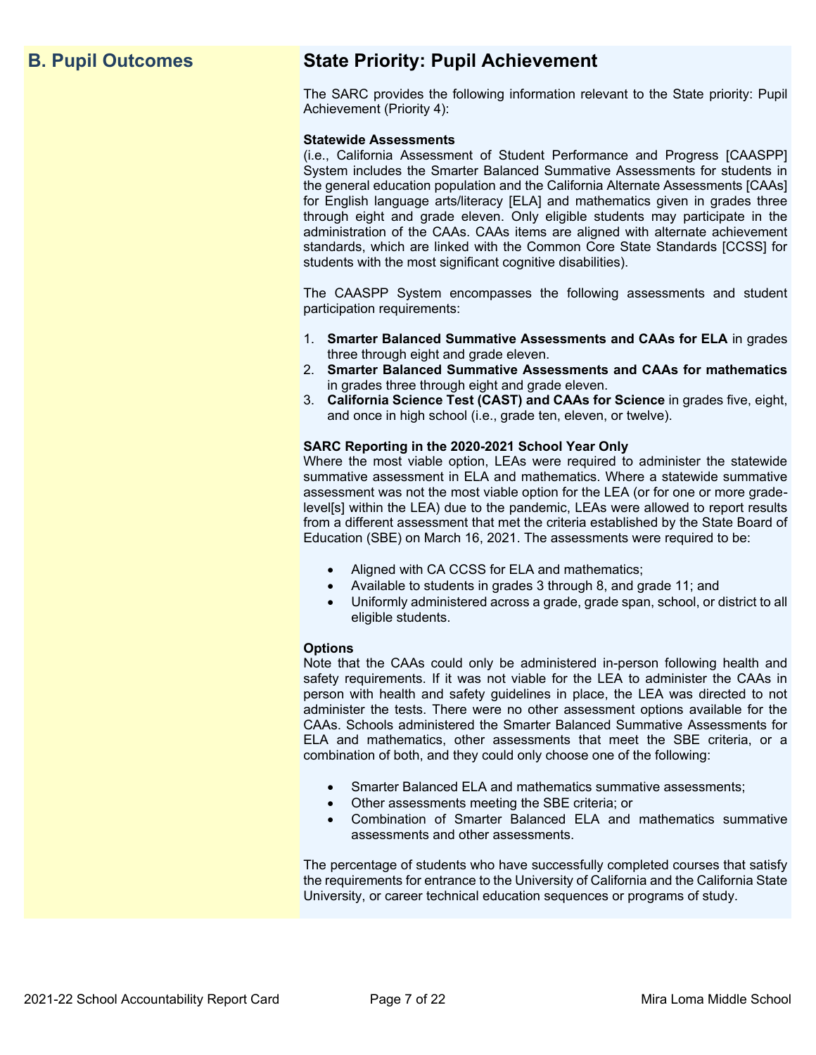## B. Pupil Outcomes

## State Priority: Pupil Achievement

The SARC provides the following information relevant to the State priority: Pupil Achievement (Priority 4):

**Statewide Assessments**
(i.e., California Assessment of Student Performance and Progress [CAASPP] System includes the Smarter Balanced Summative Assessments for students in the general education population and the California Alternate Assessments [CAAs] for English language arts/literacy [ELA] and mathematics given in grades three through eight and grade eleven. Only eligible students may participate in the administration of the CAAs. CAAs items are aligned with alternate achievement standards, which are linked with the Common Core State Standards [CCSS] for students with the most significant cognitive disabilities).

The CAASPP System encompasses the following assessments and student participation requirements:

1. **Smarter Balanced Summative Assessments and CAAs for ELA** in grades three through eight and grade eleven.
2. **Smarter Balanced Summative Assessments and CAAs for mathematics** in grades three through eight and grade eleven.
3. **California Science Test (CAST) and CAAs for Science** in grades five, eight, and once in high school (i.e., grade ten, eleven, or twelve).

**SARC Reporting in the 2020-2021 School Year Only**
Where the most viable option, LEAs were required to administer the statewide summative assessment in ELA and mathematics. Where a statewide summative assessment was not the most viable option for the LEA (or for one or more grade-level[s] within the LEA) due to the pandemic, LEAs were allowed to report results from a different assessment that met the criteria established by the State Board of Education (SBE) on March 16, 2021. The assessments were required to be:

- Aligned with CA CCSS for ELA and mathematics;
- Available to students in grades 3 through 8, and grade 11; and
- Uniformly administered across a grade, grade span, school, or district to all eligible students.

**Options**
Note that the CAAs could only be administered in-person following health and safety requirements. If it was not viable for the LEA to administer the CAAs in person with health and safety guidelines in place, the LEA was directed to not administer the tests. There were no other assessment options available for the CAAs. Schools administered the Smarter Balanced Summative Assessments for ELA and mathematics, other assessments that meet the SBE criteria, or a combination of both, and they could only choose one of the following:

- Smarter Balanced ELA and mathematics summative assessments;
- Other assessments meeting the SBE criteria; or
- Combination of Smarter Balanced ELA and mathematics summative assessments and other assessments.

The percentage of students who have successfully completed courses that satisfy the requirements for entrance to the University of California and the California State University, or career technical education sequences or programs of study.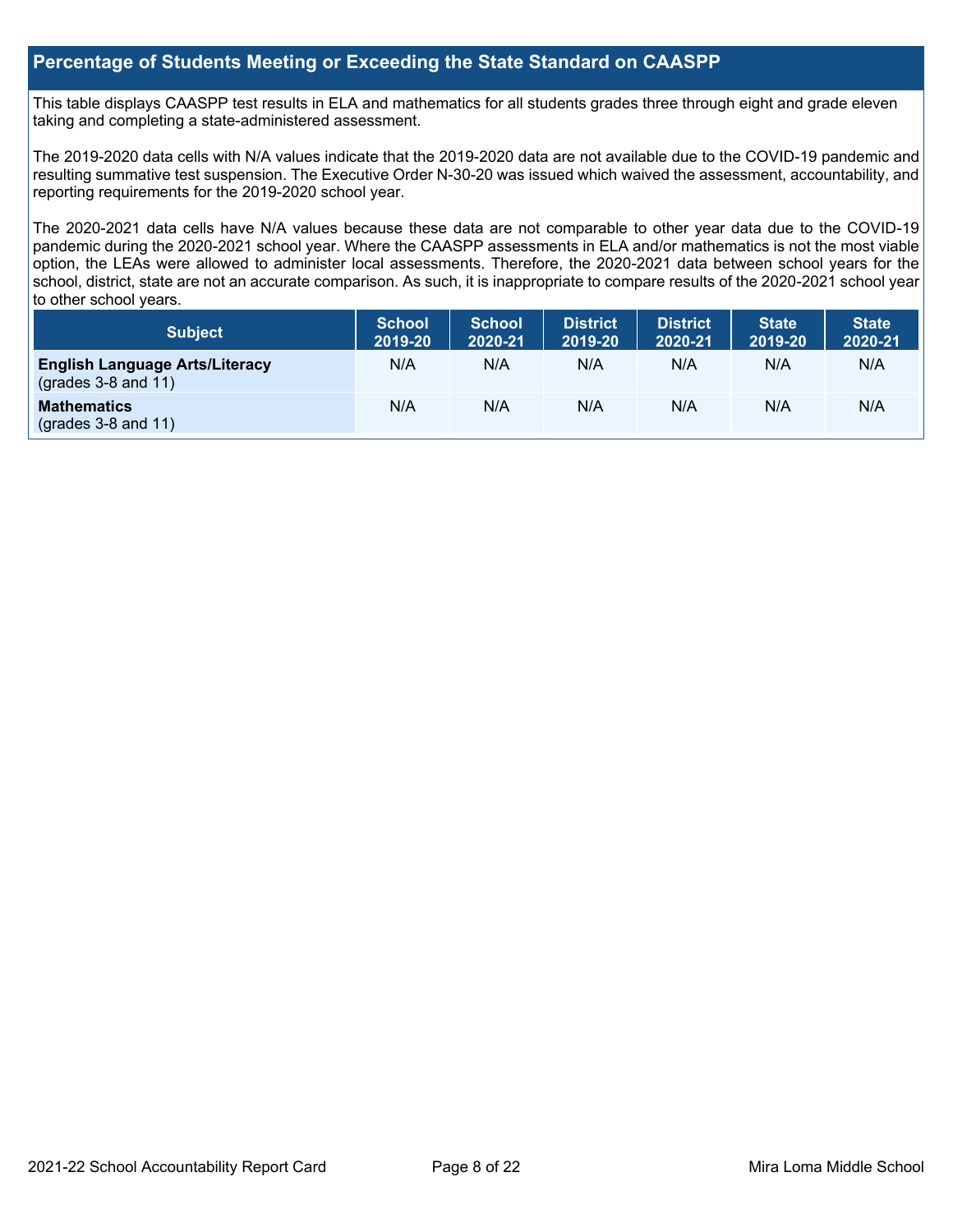## Percentage of Students Meeting or Exceeding the State Standard on CAASPP

This table displays CAASPP test results in ELA and mathematics for all students grades three through eight and grade eleven taking and completing a state-administered assessment.

The 2019-2020 data cells with N/A values indicate that the 2019-2020 data are not available due to the COVID-19 pandemic and resulting summative test suspension. The Executive Order N-30-20 was issued which waived the assessment, accountability, and reporting requirements for the 2019-2020 school year.

The 2020-2021 data cells have N/A values because these data are not comparable to other year data due to the COVID-19 pandemic during the 2020-2021 school year. Where the CAASPP assessments in ELA and/or mathematics is not the most viable option, the LEAs were allowed to administer local assessments. Therefore, the 2020-2021 data between school years for the school, district, state are not an accurate comparison. As such, it is inappropriate to compare results of the 2020-2021 school year to other school years.

| Subject | School 2019-20 | School 2020-21 | District 2019-20 | District 2020-21 | State 2019-20 | State 2020-21 |
|---|---|---|---|---|---|---|
| **English Language Arts/Literacy** (grades 3-8 and 11) | N/A | N/A | N/A | N/A | N/A | N/A |
| **Mathematics** (grades 3-8 and 11) | N/A | N/A | N/A | N/A | N/A | N/A |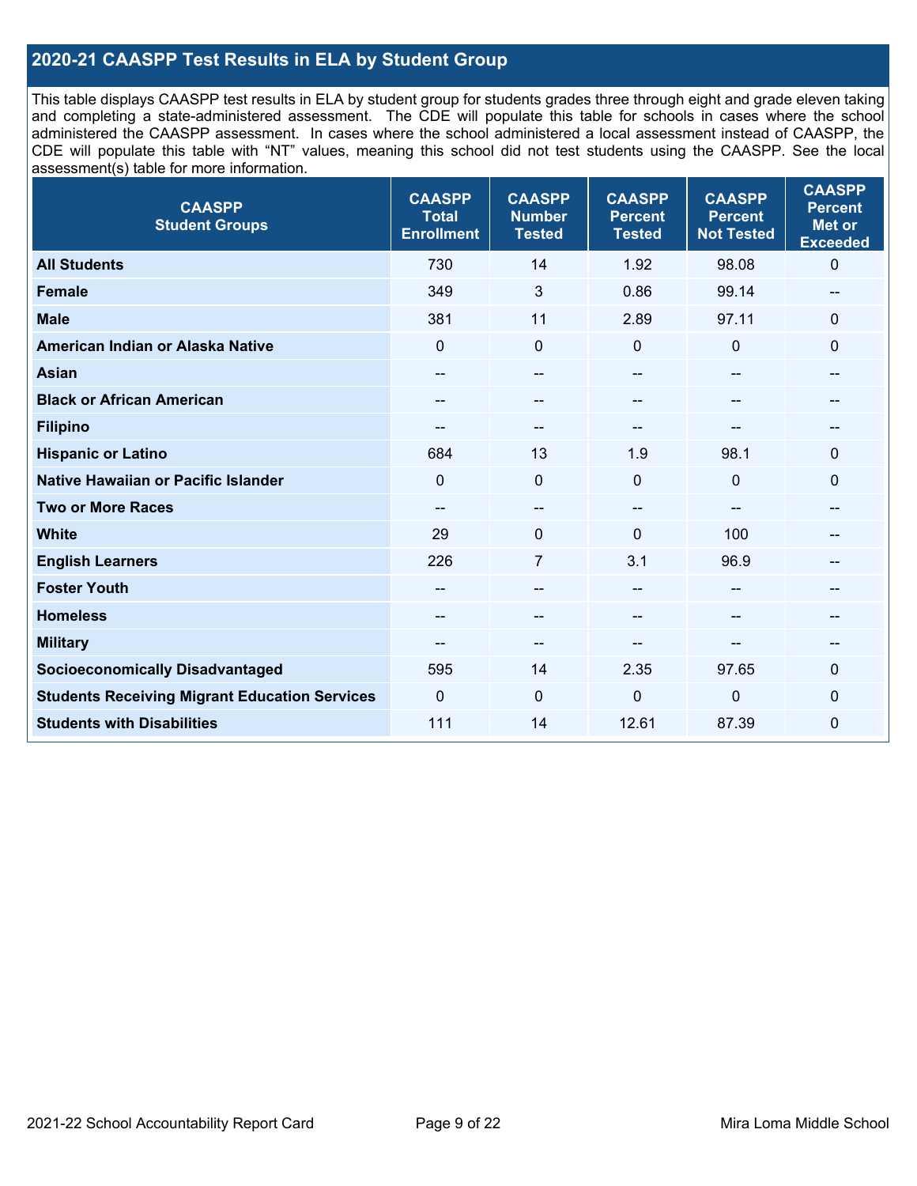## 2020-21 CAASPP Test Results in ELA by Student Group

This table displays CAASPP test results in ELA by student group for students grades three through eight and grade eleven taking and completing a state-administered assessment. The CDE will populate this table for schools in cases where the school administered the CAASPP assessment. In cases where the school administered a local assessment instead of CAASPP, the CDE will populate this table with "NT" values, meaning this school did not test students using the CAASPP. See the local assessment(s) table for more information.

| CAASPP Student Groups | CAASPP Total Enrollment | CAASPP Number Tested | CAASPP Percent Tested | CAASPP Percent Not Tested | CAASPP Percent Met or Exceeded |
|---|---|---|---|---|---|
| **All Students** | 730 | 14 | 1.92 | 98.08 | 0 |
| **Female** | 349 | 3 | 0.86 | 99.14 | -- |
| **Male** | 381 | 11 | 2.89 | 97.11 | 0 |
| **American Indian or Alaska Native** | 0 | 0 | 0 | 0 | 0 |
| **Asian** | -- | -- | -- | -- | -- |
| **Black or African American** | -- | -- | -- | -- | -- |
| **Filipino** | -- | -- | -- | -- | -- |
| **Hispanic or Latino** | 684 | 13 | 1.9 | 98.1 | 0 |
| **Native Hawaiian or Pacific Islander** | 0 | 0 | 0 | 0 | 0 |
| **Two or More Races** | -- | -- | -- | -- | -- |
| **White** | 29 | 0 | 0 | 100 | -- |
| **English Learners** | 226 | 7 | 3.1 | 96.9 | -- |
| **Foster Youth** | -- | -- | -- | -- | -- |
| **Homeless** | -- | -- | -- | -- | -- |
| **Military** | -- | -- | -- | -- | -- |
| **Socioeconomically Disadvantaged** | 595 | 14 | 2.35 | 97.65 | 0 |
| **Students Receiving Migrant Education Services** | 0 | 0 | 0 | 0 | 0 |
| **Students with Disabilities** | 111 | 14 | 12.61 | 87.39 | 0 |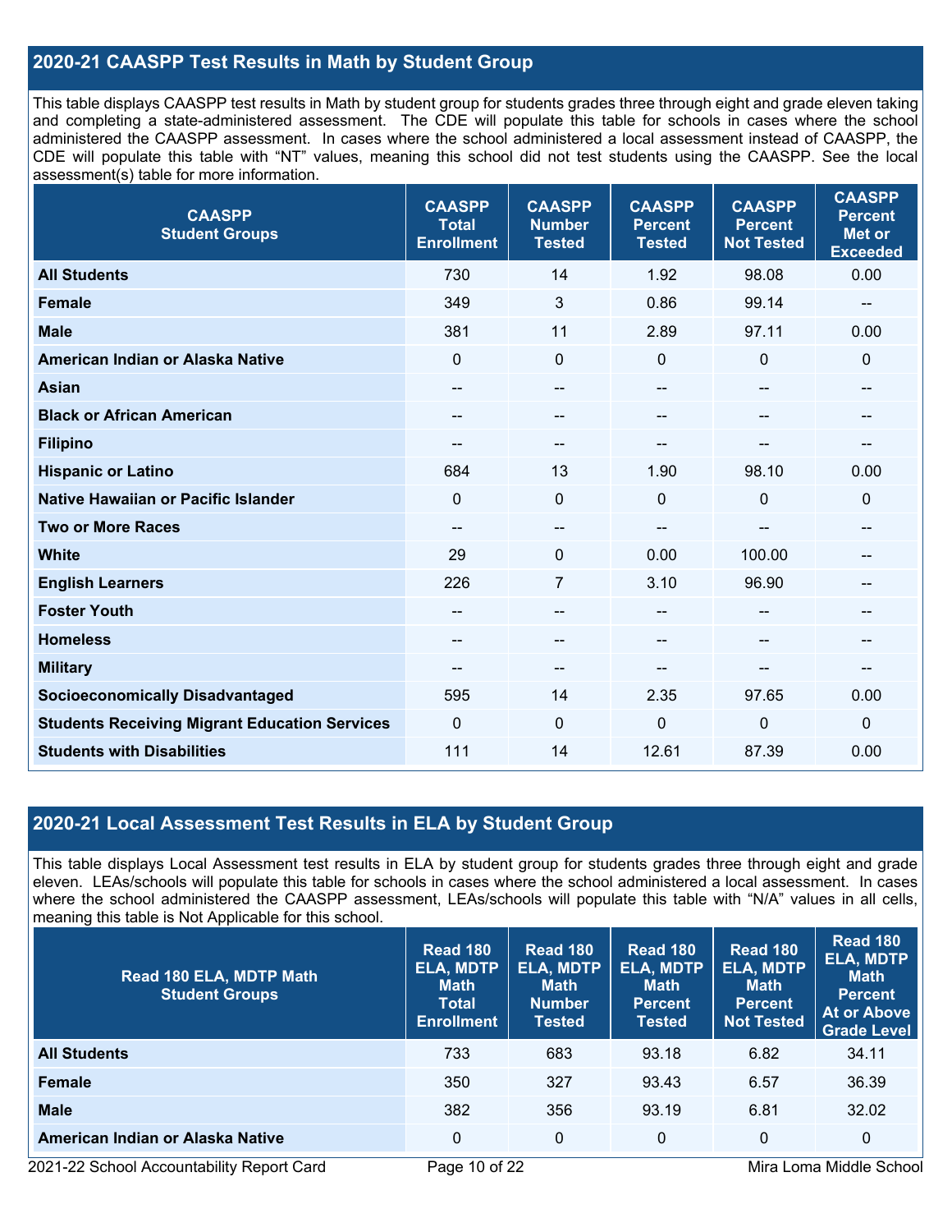## 2020-21 CAASPP Test Results in Math by Student Group

This table displays CAASPP test results in Math by student group for students grades three through eight and grade eleven taking and completing a state-administered assessment. The CDE will populate this table for schools in cases where the school administered the CAASPP assessment. In cases where the school administered a local assessment instead of CAASPP, the CDE will populate this table with "NT" values, meaning this school did not test students using the CAASPP. See the local assessment(s) table for more information.

| CAASPP Student Groups | CAASPP Total Enrollment | CAASPP Number Tested | CAASPP Percent Tested | CAASPP Percent Not Tested | CAASPP Percent Met or Exceeded |
|---|---|---|---|---|---|
| **All Students** | 730 | 14 | 1.92 | 98.08 | 0.00 |
| **Female** | 349 | 3 | 0.86 | 99.14 | -- |
| **Male** | 381 | 11 | 2.89 | 97.11 | 0.00 |
| **American Indian or Alaska Native** | 0 | 0 | 0 | 0 | 0 |
| **Asian** | -- | -- | -- | -- | -- |
| **Black or African American** | -- | -- | -- | -- | -- |
| **Filipino** | -- | -- | -- | -- | -- |
| **Hispanic or Latino** | 684 | 13 | 1.90 | 98.10 | 0.00 |
| **Native Hawaiian or Pacific Islander** | 0 | 0 | 0 | 0 | 0 |
| **Two or More Races** | -- | -- | -- | -- | -- |
| **White** | 29 | 0 | 0.00 | 100.00 | -- |
| **English Learners** | 226 | 7 | 3.10 | 96.90 | -- |
| **Foster Youth** | -- | -- | -- | -- | -- |
| **Homeless** | -- | -- | -- | -- | -- |
| **Military** | -- | -- | -- | -- | -- |
| **Socioeconomically Disadvantaged** | 595 | 14 | 2.35 | 97.65 | 0.00 |
| **Students Receiving Migrant Education Services** | 0 | 0 | 0 | 0 | 0 |
| **Students with Disabilities** | 111 | 14 | 12.61 | 87.39 | 0.00 |

## 2020-21 Local Assessment Test Results in ELA by Student Group

This table displays Local Assessment test results in ELA by student group for students grades three through eight and grade eleven. LEAs/schools will populate this table for schools in cases where the school administered a local assessment. In cases where the school administered the CAASPP assessment, LEAs/schools will populate this table with "N/A" values in all cells, meaning this table is Not Applicable for this school.

| Read 180 ELA, MDTP Math Student Groups | Read 180 ELA, MDTP Math Total Enrollment | Read 180 ELA, MDTP Math Number Tested | Read 180 ELA, MDTP Math Percent Tested | Read 180 ELA, MDTP Math Percent Not Tested | Read 180 ELA, MDTP Math Percent At or Above Grade Level |
|---|---|---|---|---|---|
| **All Students** | 733 | 683 | 93.18 | 6.82 | 34.11 |
| **Female** | 350 | 327 | 93.43 | 6.57 | 36.39 |
| **Male** | 382 | 356 | 93.19 | 6.81 | 32.02 |
| **American Indian or Alaska Native** | 0 | 0 | 0 | 0 | 0 |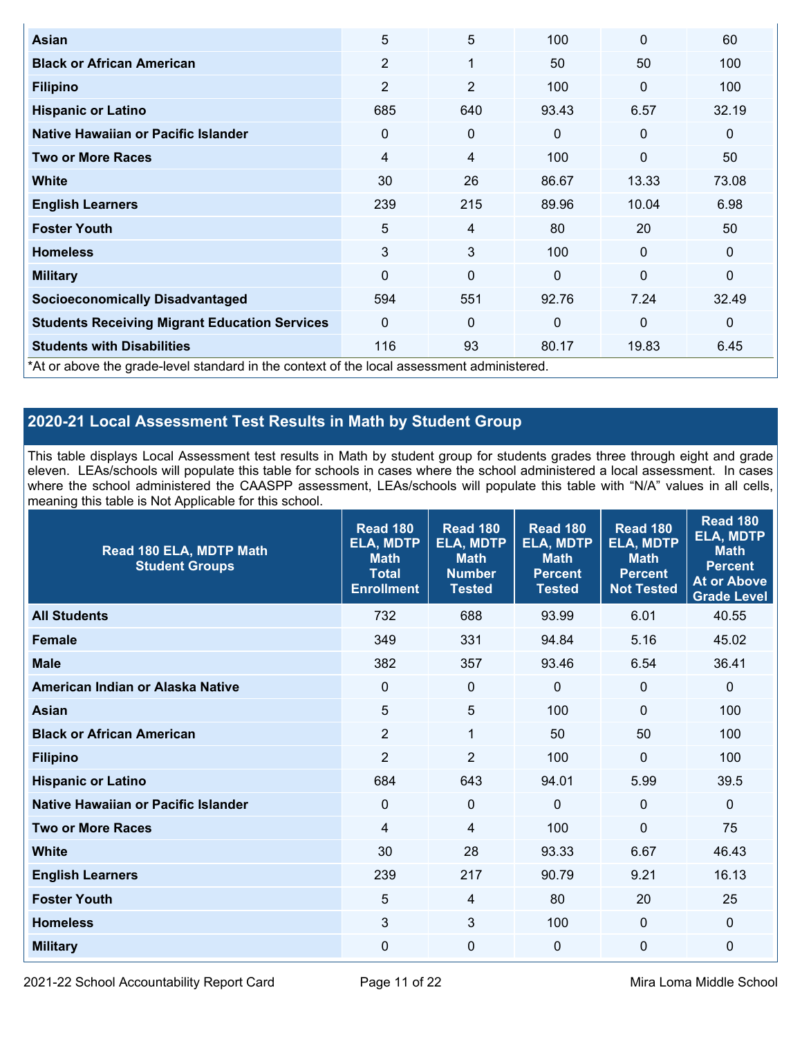| | | | | | |
|---|---|---|---|---|---|
| **Asian** | 5 | 5 | 100 | 0 | 60 |
| **Black or African American** | 2 | 1 | 50 | 50 | 100 |
| **Filipino** | 2 | 2 | 100 | 0 | 100 |
| **Hispanic or Latino** | 685 | 640 | 93.43 | 6.57 | 32.19 |
| **Native Hawaiian or Pacific Islander** | 0 | 0 | 0 | 0 | 0 |
| **Two or More Races** | 4 | 4 | 100 | 0 | 50 |
| **White** | 30 | 26 | 86.67 | 13.33 | 73.08 |
| **English Learners** | 239 | 215 | 89.96 | 10.04 | 6.98 |
| **Foster Youth** | 5 | 4 | 80 | 20 | 50 |
| **Homeless** | 3 | 3 | 100 | 0 | 0 |
| **Military** | 0 | 0 | 0 | 0 | 0 |
| **Socioeconomically Disadvantaged** | 594 | 551 | 92.76 | 7.24 | 32.49 |
| **Students Receiving Migrant Education Services** | 0 | 0 | 0 | 0 | 0 |
| **Students with Disabilities** | 116 | 93 | 80.17 | 19.83 | 6.45 |

*At or above the grade-level standard in the context of the local assessment administered.

## 2020-21 Local Assessment Test Results in Math by Student Group

This table displays Local Assessment test results in Math by student group for students grades three through eight and grade eleven. LEAs/schools will populate this table for schools in cases where the school administered a local assessment. In cases where the school administered the CAASPP assessment, LEAs/schools will populate this table with "N/A" values in all cells, meaning this table is Not Applicable for this school.

| Read 180 ELA, MDTP Math Student Groups | Read 180 ELA, MDTP Math Total Enrollment | Read 180 ELA, MDTP Math Number Tested | Read 180 ELA, MDTP Math Percent Tested | Read 180 ELA, MDTP Math Percent Not Tested | Read 180 ELA, MDTP Math Percent At or Above Grade Level |
|---|---|---|---|---|---|
| **All Students** | 732 | 688 | 93.99 | 6.01 | 40.55 |
| **Female** | 349 | 331 | 94.84 | 5.16 | 45.02 |
| **Male** | 382 | 357 | 93.46 | 6.54 | 36.41 |
| **American Indian or Alaska Native** | 0 | 0 | 0 | 0 | 0 |
| **Asian** | 5 | 5 | 100 | 0 | 100 |
| **Black or African American** | 2 | 1 | 50 | 50 | 100 |
| **Filipino** | 2 | 2 | 100 | 0 | 100 |
| **Hispanic or Latino** | 684 | 643 | 94.01 | 5.99 | 39.5 |
| **Native Hawaiian or Pacific Islander** | 0 | 0 | 0 | 0 | 0 |
| **Two or More Races** | 4 | 4 | 100 | 0 | 75 |
| **White** | 30 | 28 | 93.33 | 6.67 | 46.43 |
| **English Learners** | 239 | 217 | 90.79 | 9.21 | 16.13 |
| **Foster Youth** | 5 | 4 | 80 | 20 | 25 |
| **Homeless** | 3 | 3 | 100 | 0 | 0 |
| **Military** | 0 | 0 | 0 | 0 | 0 |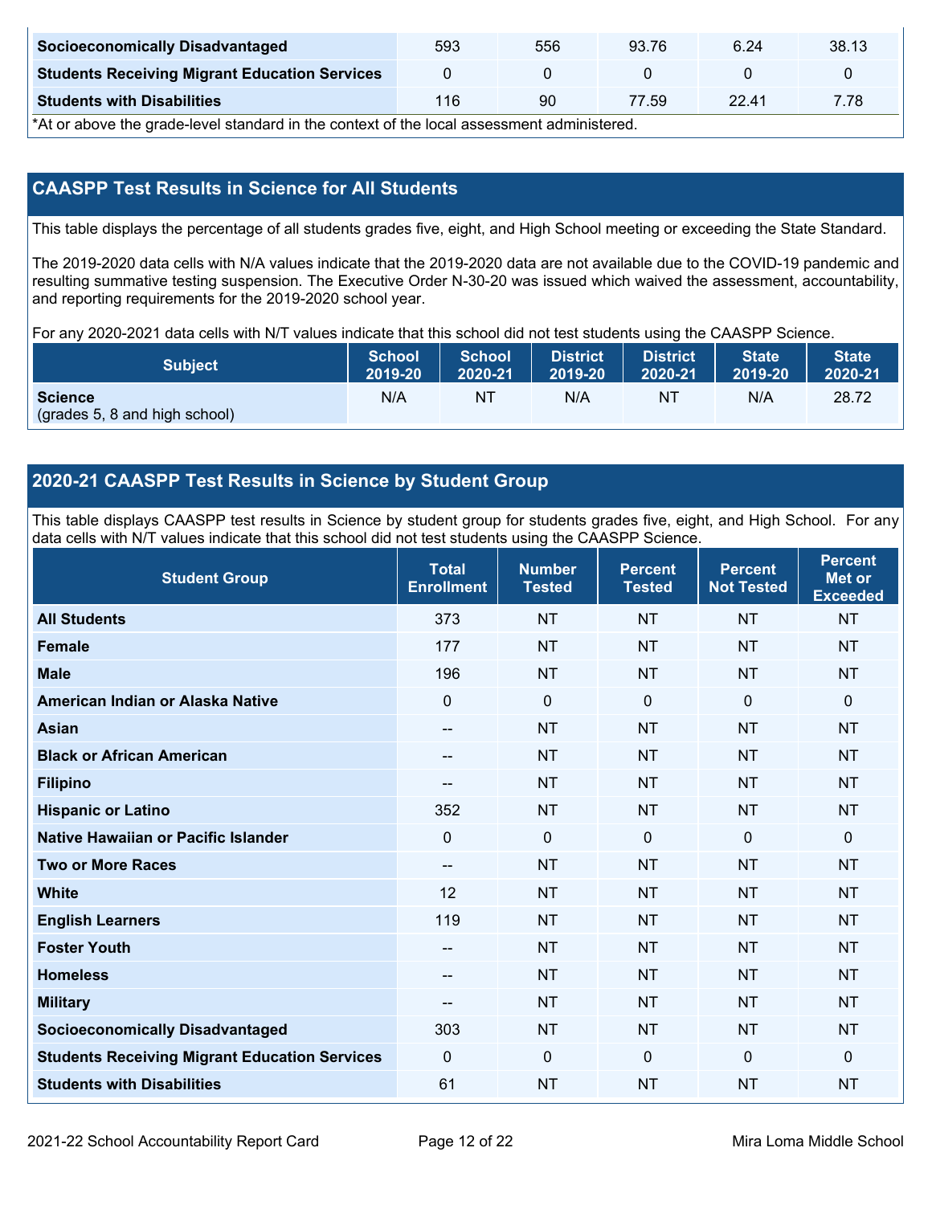| | | | | | |
|---|---|---|---|---|---|
| **Socioeconomically Disadvantaged** | 593 | 556 | 93.76 | 6.24 | 38.13 |
| **Students Receiving Migrant Education Services** | 0 | 0 | 0 | 0 | 0 |
| **Students with Disabilities** | 116 | 90 | 77.59 | 22.41 | 7.78 |

*At or above the grade-level standard in the context of the local assessment administered.

## CAASPP Test Results in Science for All Students

This table displays the percentage of all students grades five, eight, and High School meeting or exceeding the State Standard.

The 2019-2020 data cells with N/A values indicate that the 2019-2020 data are not available due to the COVID-19 pandemic and resulting summative testing suspension. The Executive Order N-30-20 was issued which waived the assessment, accountability, and reporting requirements for the 2019-2020 school year.

For any 2020-2021 data cells with N/T values indicate that this school did not test students using the CAASPP Science.

| Subject | School 2019-20 | School 2020-21 | District 2019-20 | District 2020-21 | State 2019-20 | State 2020-21 |
|---|---|---|---|---|---|---|
| **Science** (grades 5, 8 and high school) | N/A | NT | N/A | NT | N/A | 28.72 |

## 2020-21 CAASPP Test Results in Science by Student Group

This table displays CAASPP test results in Science by student group for students grades five, eight, and High School. For any data cells with N/T values indicate that this school did not test students using the CAASPP Science.

| Student Group | Total Enrollment | Number Tested | Percent Tested | Percent Not Tested | Percent Met or Exceeded |
|---|---|---|---|---|---|
| **All Students** | 373 | NT | NT | NT | NT |
| **Female** | 177 | NT | NT | NT | NT |
| **Male** | 196 | NT | NT | NT | NT |
| **American Indian or Alaska Native** | 0 | 0 | 0 | 0 | 0 |
| **Asian** | -- | NT | NT | NT | NT |
| **Black or African American** | -- | NT | NT | NT | NT |
| **Filipino** | -- | NT | NT | NT | NT |
| **Hispanic or Latino** | 352 | NT | NT | NT | NT |
| **Native Hawaiian or Pacific Islander** | 0 | 0 | 0 | 0 | 0 |
| **Two or More Races** | -- | NT | NT | NT | NT |
| **White** | 12 | NT | NT | NT | NT |
| **English Learners** | 119 | NT | NT | NT | NT |
| **Foster Youth** | -- | NT | NT | NT | NT |
| **Homeless** | -- | NT | NT | NT | NT |
| **Military** | -- | NT | NT | NT | NT |
| **Socioeconomically Disadvantaged** | 303 | NT | NT | NT | NT |
| **Students Receiving Migrant Education Services** | 0 | 0 | 0 | 0 | 0 |
| **Students with Disabilities** | 61 | NT | NT | NT | NT |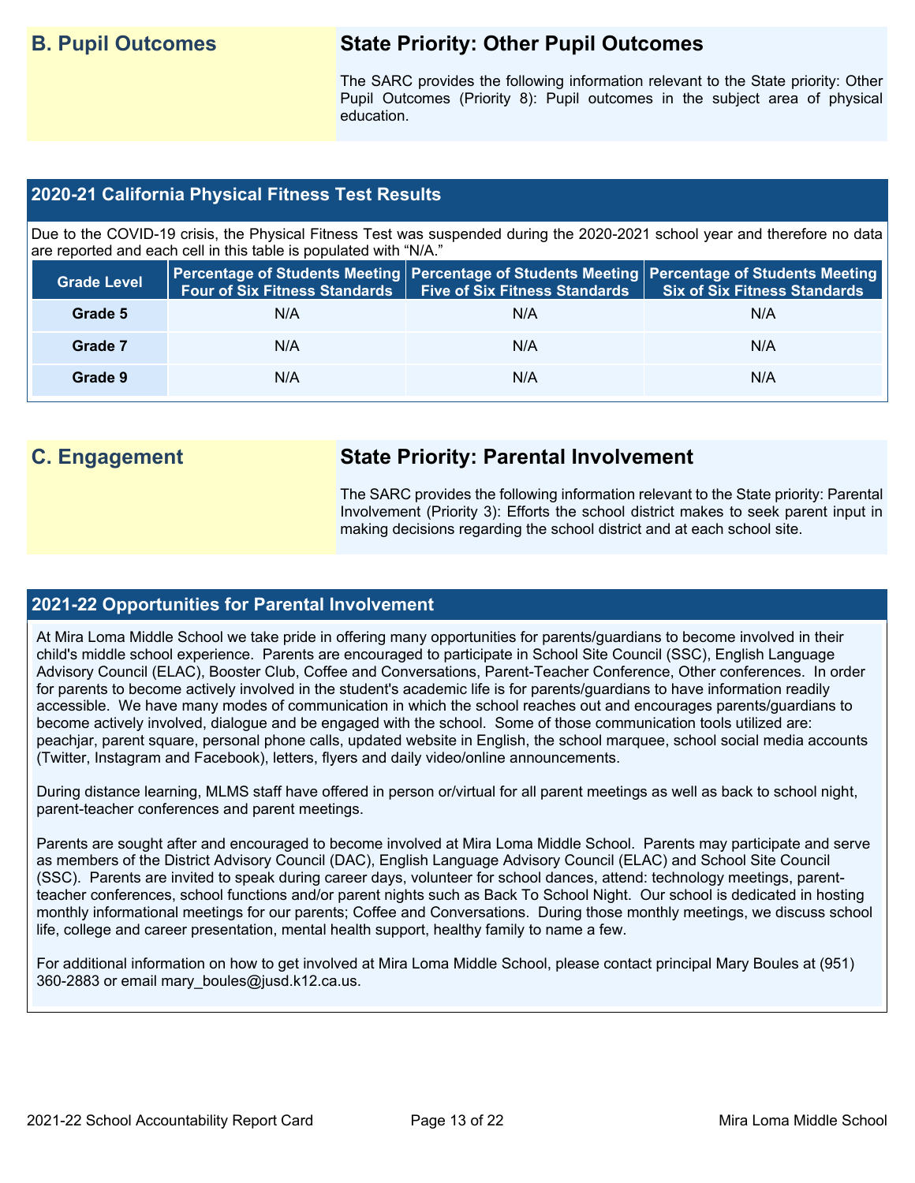## B. Pupil Outcomes

### State Priority: Other Pupil Outcomes

The SARC provides the following information relevant to the State priority: Other Pupil Outcomes (Priority 8): Pupil outcomes in the subject area of physical education.

### 2020-21 California Physical Fitness Test Results

Due to the COVID-19 crisis, the Physical Fitness Test was suspended during the 2020-2021 school year and therefore no data are reported and each cell in this table is populated with "N/A."

| Grade Level | Percentage of Students Meeting Four of Six Fitness Standards | Percentage of Students Meeting Five of Six Fitness Standards | Percentage of Students Meeting Six of Six Fitness Standards |
|---|---|---|---|
| Grade 5 | N/A | N/A | N/A |
| Grade 7 | N/A | N/A | N/A |
| Grade 9 | N/A | N/A | N/A |

## C. Engagement

### State Priority: Parental Involvement

The SARC provides the following information relevant to the State priority: Parental Involvement (Priority 3): Efforts the school district makes to seek parent input in making decisions regarding the school district and at each school site.

### 2021-22 Opportunities for Parental Involvement

At Mira Loma Middle School we take pride in offering many opportunities for parents/guardians to become involved in their child's middle school experience. Parents are encouraged to participate in School Site Council (SSC), English Language Advisory Council (ELAC), Booster Club, Coffee and Conversations, Parent-Teacher Conference, Other conferences. In order for parents to become actively involved in the student's academic life is for parents/guardians to have information readily accessible. We have many modes of communication in which the school reaches out and encourages parents/guardians to become actively involved, dialogue and be engaged with the school. Some of those communication tools utilized are: peachjar, parent square, personal phone calls, updated website in English, the school marquee, school social media accounts (Twitter, Instagram and Facebook), letters, flyers and daily video/online announcements.

During distance learning, MLMS staff have offered in person or/virtual for all parent meetings as well as back to school night, parent-teacher conferences and parent meetings.

Parents are sought after and encouraged to become involved at Mira Loma Middle School. Parents may participate and serve as members of the District Advisory Council (DAC), English Language Advisory Council (ELAC) and School Site Council (SSC). Parents are invited to speak during career days, volunteer for school dances, attend: technology meetings, parent-teacher conferences, school functions and/or parent nights such as Back To School Night. Our school is dedicated in hosting monthly informational meetings for our parents; Coffee and Conversations. During those monthly meetings, we discuss school life, college and career presentation, mental health support, healthy family to name a few.

For additional information on how to get involved at Mira Loma Middle School, please contact principal Mary Boules at (951) 360-2883 or email mary_boules@jusd.k12.ca.us.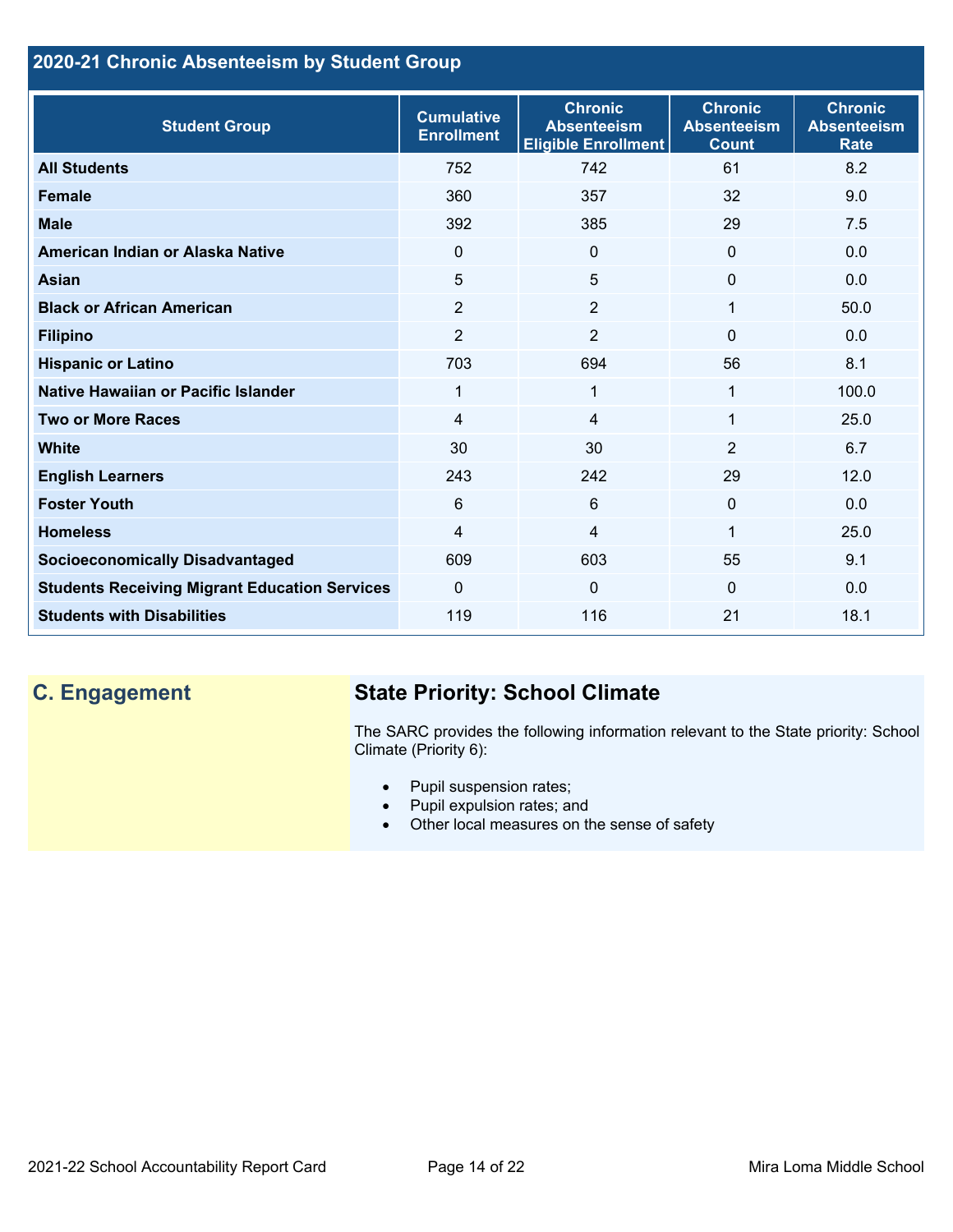## 2020-21 Chronic Absenteeism by Student Group

| Student Group | Cumulative Enrollment | Chronic Absenteeism Eligible Enrollment | Chronic Absenteeism Count | Chronic Absenteeism Rate |
|---|---|---|---|---|
| **All Students** | 752 | 742 | 61 | 8.2 |
| **Female** | 360 | 357 | 32 | 9.0 |
| **Male** | 392 | 385 | 29 | 7.5 |
| **American Indian or Alaska Native** | 0 | 0 | 0 | 0.0 |
| **Asian** | 5 | 5 | 0 | 0.0 |
| **Black or African American** | 2 | 2 | 1 | 50.0 |
| **Filipino** | 2 | 2 | 0 | 0.0 |
| **Hispanic or Latino** | 703 | 694 | 56 | 8.1 |
| **Native Hawaiian or Pacific Islander** | 1 | 1 | 1 | 100.0 |
| **Two or More Races** | 4 | 4 | 1 | 25.0 |
| **White** | 30 | 30 | 2 | 6.7 |
| **English Learners** | 243 | 242 | 29 | 12.0 |
| **Foster Youth** | 6 | 6 | 0 | 0.0 |
| **Homeless** | 4 | 4 | 1 | 25.0 |
| **Socioeconomically Disadvantaged** | 609 | 603 | 55 | 9.1 |
| **Students Receiving Migrant Education Services** | 0 | 0 | 0 | 0.0 |
| **Students with Disabilities** | 119 | 116 | 21 | 18.1 |

## C. Engagement

### State Priority: School Climate

The SARC provides the following information relevant to the State priority: School Climate (Priority 6):

- Pupil suspension rates;
- Pupil expulsion rates; and
- Other local measures on the sense of safety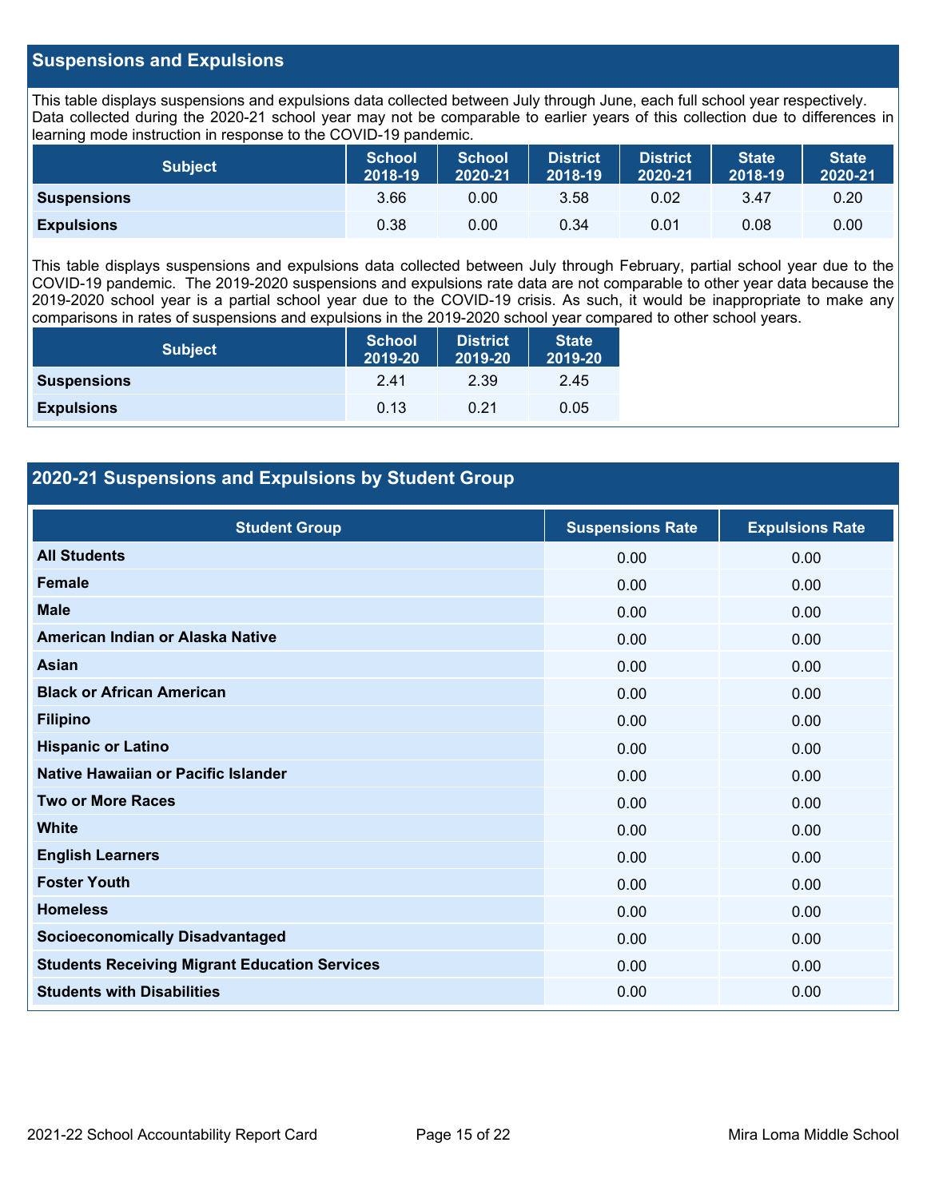## Suspensions and Expulsions

This table displays suspensions and expulsions data collected between July through June, each full school year respectively. Data collected during the 2020-21 school year may not be comparable to earlier years of this collection due to differences in learning mode instruction in response to the COVID-19 pandemic.

| Subject | School 2018-19 | School 2020-21 | District 2018-19 | District 2020-21 | State 2018-19 | State 2020-21 |
|---|---|---|---|---|---|---|
| **Suspensions** | 3.66 | 0.00 | 3.58 | 0.02 | 3.47 | 0.20 |
| **Expulsions** | 0.38 | 0.00 | 0.34 | 0.01 | 0.08 | 0.00 |

This table displays suspensions and expulsions data collected between July through February, partial school year due to the COVID-19 pandemic. The 2019-2020 suspensions and expulsions rate data are not comparable to other year data because the 2019-2020 school year is a partial school year due to the COVID-19 crisis. As such, it would be inappropriate to make any comparisons in rates of suspensions and expulsions in the 2019-2020 school year compared to other school years.

| Subject | School 2019-20 | District 2019-20 | State 2019-20 |
|---|---|---|---|
| **Suspensions** | 2.41 | 2.39 | 2.45 |
| **Expulsions** | 0.13 | 0.21 | 0.05 |

## 2020-21 Suspensions and Expulsions by Student Group

| Student Group | Suspensions Rate | Expulsions Rate |
|---|---|---|
| **All Students** | 0.00 | 0.00 |
| **Female** | 0.00 | 0.00 |
| **Male** | 0.00 | 0.00 |
| **American Indian or Alaska Native** | 0.00 | 0.00 |
| **Asian** | 0.00 | 0.00 |
| **Black or African American** | 0.00 | 0.00 |
| **Filipino** | 0.00 | 0.00 |
| **Hispanic or Latino** | 0.00 | 0.00 |
| **Native Hawaiian or Pacific Islander** | 0.00 | 0.00 |
| **Two or More Races** | 0.00 | 0.00 |
| **White** | 0.00 | 0.00 |
| **English Learners** | 0.00 | 0.00 |
| **Foster Youth** | 0.00 | 0.00 |
| **Homeless** | 0.00 | 0.00 |
| **Socioeconomically Disadvantaged** | 0.00 | 0.00 |
| **Students Receiving Migrant Education Services** | 0.00 | 0.00 |
| **Students with Disabilities** | 0.00 | 0.00 |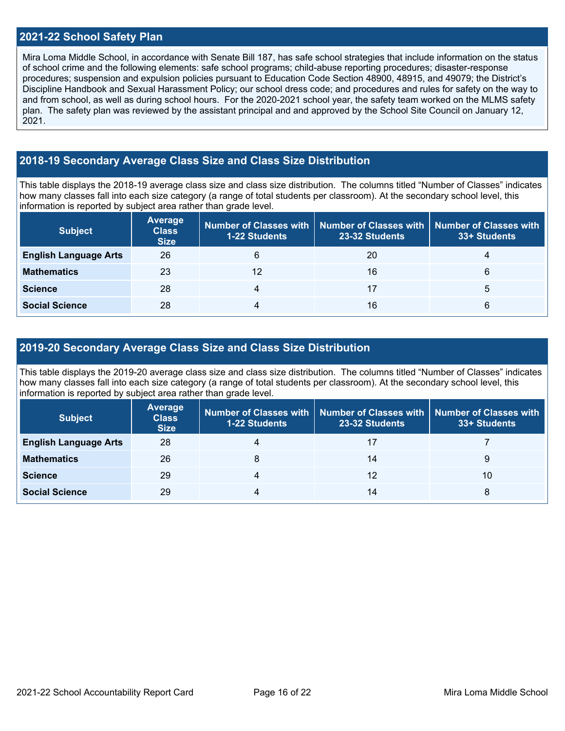## 2021-22 School Safety Plan

Mira Loma Middle School, in accordance with Senate Bill 187, has safe school strategies that include information on the status of school crime and the following elements: safe school programs; child-abuse reporting procedures; disaster-response procedures; suspension and expulsion policies pursuant to Education Code Section 48900, 48915, and 49079; the District's Discipline Handbook and Sexual Harassment Policy; our school dress code; and procedures and rules for safety on the way to and from school, as well as during school hours. For the 2020-2021 school year, the safety team worked on the MLMS safety plan. The safety plan was reviewed by the assistant principal and and approved by the School Site Council on January 12, 2021.

## 2018-19 Secondary Average Class Size and Class Size Distribution

This table displays the 2018-19 average class size and class size distribution. The columns titled "Number of Classes" indicates how many classes fall into each size category (a range of total students per classroom). At the secondary school level, this information is reported by subject area rather than grade level.

| Subject | Average Class Size | Number of Classes with 1-22 Students | Number of Classes with 23-32 Students | Number of Classes with 33+ Students |
|---|---|---|---|---|
| **English Language Arts** | 26 | 6 | 20 | 4 |
| **Mathematics** | 23 | 12 | 16 | 6 |
| **Science** | 28 | 4 | 17 | 5 |
| **Social Science** | 28 | 4 | 16 | 6 |

## 2019-20 Secondary Average Class Size and Class Size Distribution

This table displays the 2019-20 average class size and class size distribution. The columns titled "Number of Classes" indicates how many classes fall into each size category (a range of total students per classroom). At the secondary school level, this information is reported by subject area rather than grade level.

| Subject | Average Class Size | Number of Classes with 1-22 Students | Number of Classes with 23-32 Students | Number of Classes with 33+ Students |
|---|---|---|---|---|
| **English Language Arts** | 28 | 4 | 17 | 7 |
| **Mathematics** | 26 | 8 | 14 | 9 |
| **Science** | 29 | 4 | 12 | 10 |
| **Social Science** | 29 | 4 | 14 | 8 |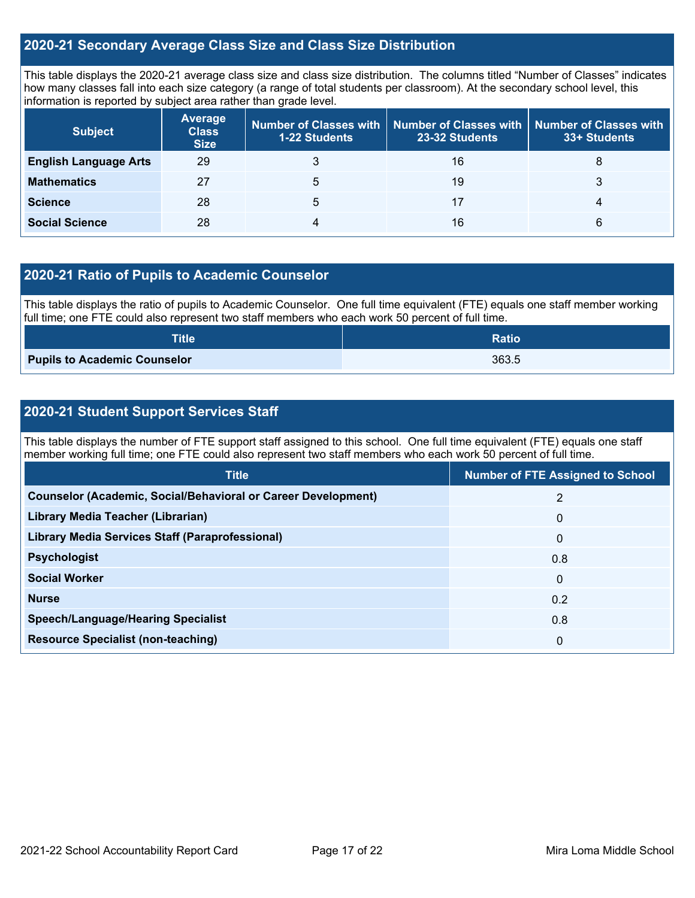## 2020-21 Secondary Average Class Size and Class Size Distribution

This table displays the 2020-21 average class size and class size distribution. The columns titled "Number of Classes" indicates how many classes fall into each size category (a range of total students per classroom). At the secondary school level, this information is reported by subject area rather than grade level.

| Subject | Average Class Size | Number of Classes with 1-22 Students | Number of Classes with 23-32 Students | Number of Classes with 33+ Students |
|---|---|---|---|---|
| **English Language Arts** | 29 | 3 | 16 | 8 |
| **Mathematics** | 27 | 5 | 19 | 3 |
| **Science** | 28 | 5 | 17 | 4 |
| **Social Science** | 28 | 4 | 16 | 6 |

## 2020-21 Ratio of Pupils to Academic Counselor

This table displays the ratio of pupils to Academic Counselor. One full time equivalent (FTE) equals one staff member working full time; one FTE could also represent two staff members who each work 50 percent of full time.

| Title | Ratio |
|---|---|
| **Pupils to Academic Counselor** | 363.5 |

## 2020-21 Student Support Services Staff

This table displays the number of FTE support staff assigned to this school. One full time equivalent (FTE) equals one staff member working full time; one FTE could also represent two staff members who each work 50 percent of full time.

| Title | Number of FTE Assigned to School |
|---|---|
| **Counselor (Academic, Social/Behavioral or Career Development)** | 2 |
| **Library Media Teacher (Librarian)** | 0 |
| **Library Media Services Staff (Paraprofessional)** | 0 |
| **Psychologist** | 0.8 |
| **Social Worker** | 0 |
| **Nurse** | 0.2 |
| **Speech/Language/Hearing Specialist** | 0.8 |
| **Resource Specialist (non-teaching)** | 0 |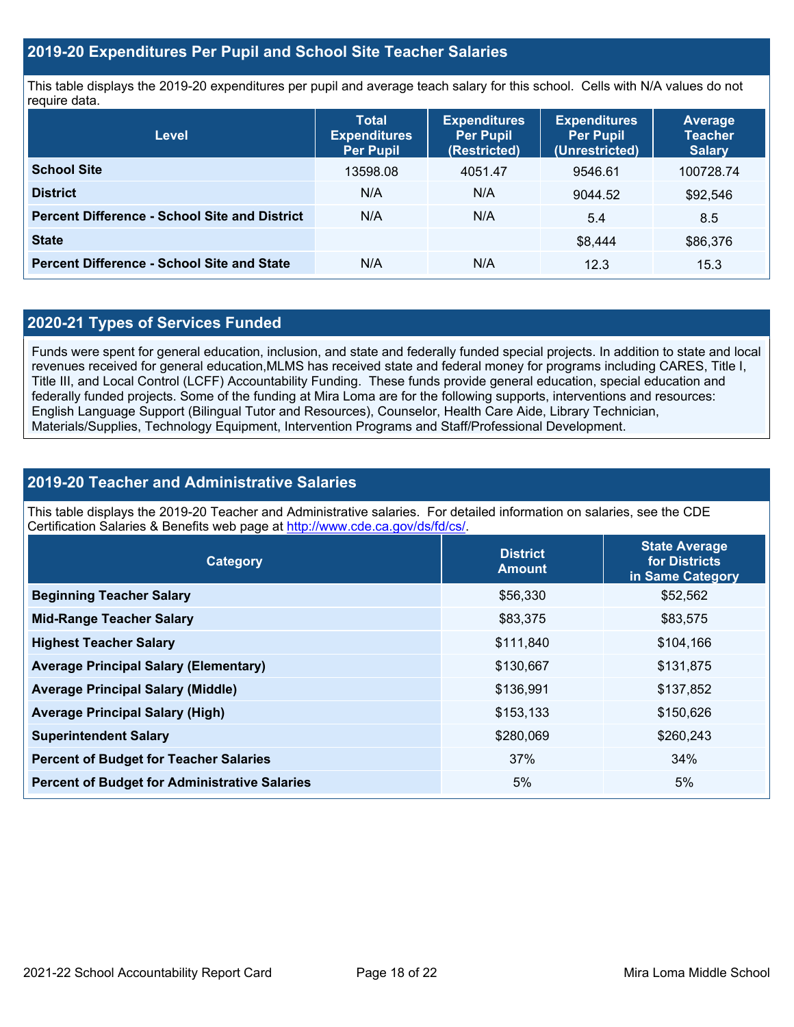## 2019-20 Expenditures Per Pupil and School Site Teacher Salaries

This table displays the 2019-20 expenditures per pupil and average teach salary for this school. Cells with N/A values do not require data.

| Level | Total Expenditures Per Pupil | Expenditures Per Pupil (Restricted) | Expenditures Per Pupil (Unrestricted) | Average Teacher Salary |
|---|---|---|---|---|
| **School Site** | 13598.08 | 4051.47 | 9546.61 | 100728.74 |
| **District** | N/A | N/A | 9044.52 | $92,546 |
| **Percent Difference - School Site and District** | N/A | N/A | 5.4 | 8.5 |
| **State** | | | $8,444 | $86,376 |
| **Percent Difference - School Site and State** | N/A | N/A | 12.3 | 15.3 |

## 2020-21 Types of Services Funded

Funds were spent for general education, inclusion, and state and federally funded special projects. In addition to state and local revenues received for general education,MLMS has received state and federal money for programs including CARES, Title I, Title III, and Local Control (LCFF) Accountability Funding. These funds provide general education, special education and federally funded projects. Some of the funding at Mira Loma are for the following supports, interventions and resources: English Language Support (Bilingual Tutor and Resources), Counselor, Health Care Aide, Library Technician, Materials/Supplies, Technology Equipment, Intervention Programs and Staff/Professional Development.

## 2019-20 Teacher and Administrative Salaries

This table displays the 2019-20 Teacher and Administrative salaries. For detailed information on salaries, see the CDE Certification Salaries & Benefits web page at http://www.cde.ca.gov/ds/fd/cs/.

| Category | District Amount | State Average for Districts in Same Category |
|---|---|---|
| **Beginning Teacher Salary** | $56,330 | $52,562 |
| **Mid-Range Teacher Salary** | $83,375 | $83,575 |
| **Highest Teacher Salary** | $111,840 | $104,166 |
| **Average Principal Salary (Elementary)** | $130,667 | $131,875 |
| **Average Principal Salary (Middle)** | $136,991 | $137,852 |
| **Average Principal Salary (High)** | $153,133 | $150,626 |
| **Superintendent Salary** | $280,069 | $260,243 |
| **Percent of Budget for Teacher Salaries** | 37% | 34% |
| **Percent of Budget for Administrative Salaries** | 5% | 5% |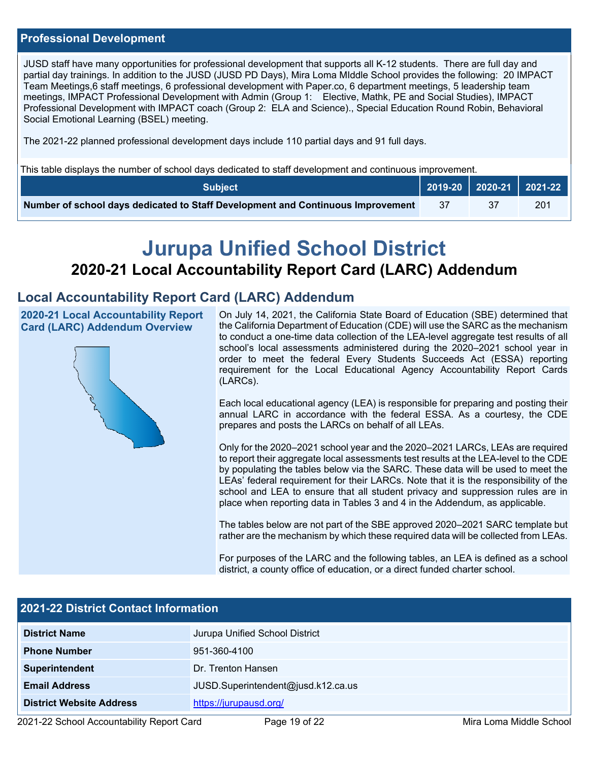## Professional Development

JUSD staff have many opportunities for professional development that supports all K-12 students. There are full day and partial day trainings. In addition to the JUSD (JUSD PD Days), Mira Loma MIddle School provides the following: 20 IMPACT Team Meetings,6 staff meetings, 6 professional development with Paper.co, 6 department meetings, 5 leadership team meetings, IMPACT Professional Development with Admin (Group 1: Elective, Mathk, PE and Social Studies), IMPACT Professional Development with IMPACT coach (Group 2: ELA and Science)., Special Education Round Robin, Behavioral Social Emotional Learning (BSEL) meeting.

The 2021-22 planned professional development days include 110 partial days and 91 full days.

This table displays the number of school days dedicated to staff development and continuous improvement.

| Subject | 2019-20 | 2020-21 | 2021-22 |
|---|---|---|---|
| **Number of school days dedicated to Staff Development and Continuous Improvement** | 37 | 37 | 201 |

# Jurupa Unified School District

## 2020-21 Local Accountability Report Card (LARC) Addendum

## Local Accountability Report Card (LARC) Addendum

### 2020-21 Local Accountability Report Card (LARC) Addendum Overview

On July 14, 2021, the California State Board of Education (SBE) determined that the California Department of Education (CDE) will use the SARC as the mechanism to conduct a one-time data collection of the LEA-level aggregate test results of all school's local assessments administered during the 2020–2021 school year in order to meet the federal Every Students Succeeds Act (ESSA) reporting requirement for the Local Educational Agency Accountability Report Cards (LARCs).

Each local educational agency (LEA) is responsible for preparing and posting their annual LARC in accordance with the federal ESSA. As a courtesy, the CDE prepares and posts the LARCs on behalf of all LEAs.

Only for the 2020–2021 school year and the 2020–2021 LARCs, LEAs are required to report their aggregate local assessments test results at the LEA-level to the CDE by populating the tables below via the SARC. These data will be used to meet the LEAs' federal requirement for their LARCs. Note that it is the responsibility of the school and LEA to ensure that all student privacy and suppression rules are in place when reporting data in Tables 3 and 4 in the Addendum, as applicable.

The tables below are not part of the SBE approved 2020–2021 SARC template but rather are the mechanism by which these required data will be collected from LEAs.

For purposes of the LARC and the following tables, an LEA is defined as a school district, a county office of education, or a direct funded charter school.

## 2021-22 District Contact Information

| | |
|---|---|
| **District Name** | Jurupa Unified School District |
| **Phone Number** | 951-360-4100 |
| **Superintendent** | Dr. Trenton Hansen |
| **Email Address** | JUSD.Superintendent@jusd.k12.ca.us |
| **District Website Address** | https://jurupausd.org/ |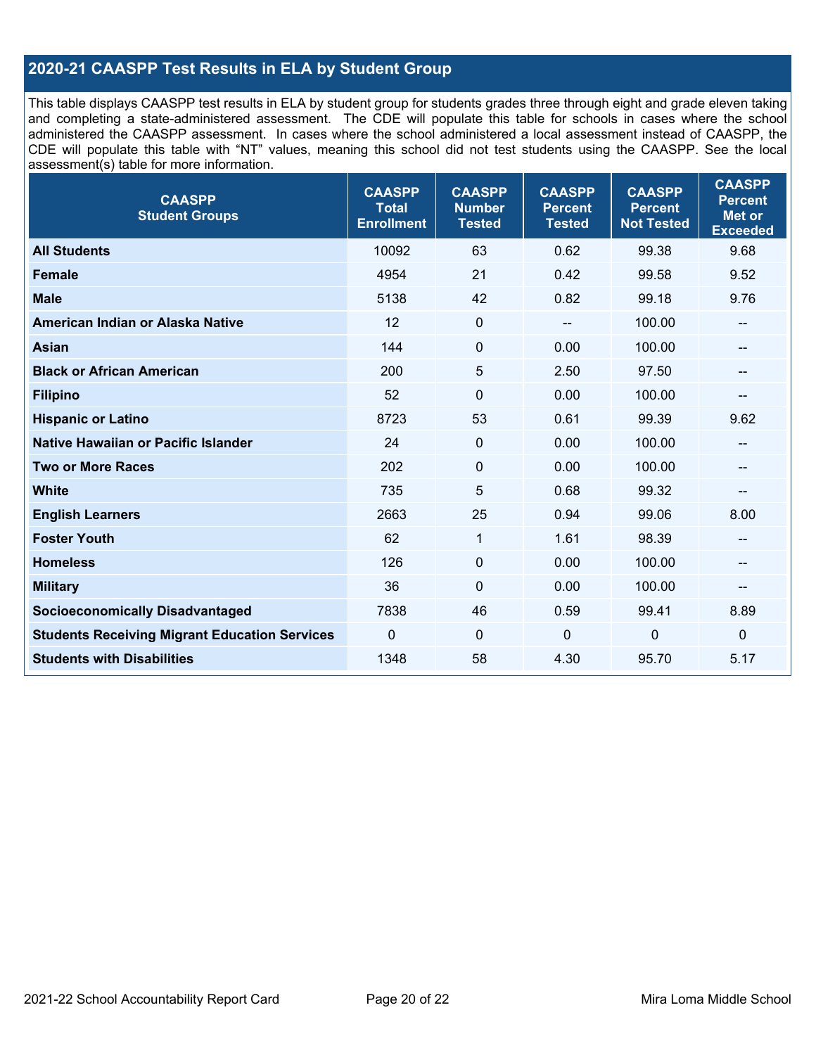## 2020-21 CAASPP Test Results in ELA by Student Group

This table displays CAASPP test results in ELA by student group for students grades three through eight and grade eleven taking and completing a state-administered assessment. The CDE will populate this table for schools in cases where the school administered the CAASPP assessment. In cases where the school administered a local assessment instead of CAASPP, the CDE will populate this table with "NT" values, meaning this school did not test students using the CAASPP. See the local assessment(s) table for more information.

| CAASPP Student Groups | CAASPP Total Enrollment | CAASPP Number Tested | CAASPP Percent Tested | CAASPP Percent Not Tested | CAASPP Percent Met or Exceeded |
|---|---|---|---|---|---|
| **All Students** | 10092 | 63 | 0.62 | 99.38 | 9.68 |
| **Female** | 4954 | 21 | 0.42 | 99.58 | 9.52 |
| **Male** | 5138 | 42 | 0.82 | 99.18 | 9.76 |
| **American Indian or Alaska Native** | 12 | 0 | -- | 100.00 | -- |
| **Asian** | 144 | 0 | 0.00 | 100.00 | -- |
| **Black or African American** | 200 | 5 | 2.50 | 97.50 | -- |
| **Filipino** | 52 | 0 | 0.00 | 100.00 | -- |
| **Hispanic or Latino** | 8723 | 53 | 0.61 | 99.39 | 9.62 |
| **Native Hawaiian or Pacific Islander** | 24 | 0 | 0.00 | 100.00 | -- |
| **Two or More Races** | 202 | 0 | 0.00 | 100.00 | -- |
| **White** | 735 | 5 | 0.68 | 99.32 | -- |
| **English Learners** | 2663 | 25 | 0.94 | 99.06 | 8.00 |
| **Foster Youth** | 62 | 1 | 1.61 | 98.39 | -- |
| **Homeless** | 126 | 0 | 0.00 | 100.00 | -- |
| **Military** | 36 | 0 | 0.00 | 100.00 | -- |
| **Socioeconomically Disadvantaged** | 7838 | 46 | 0.59 | 99.41 | 8.89 |
| **Students Receiving Migrant Education Services** | 0 | 0 | 0 | 0 | 0 |
| **Students with Disabilities** | 1348 | 58 | 4.30 | 95.70 | 5.17 |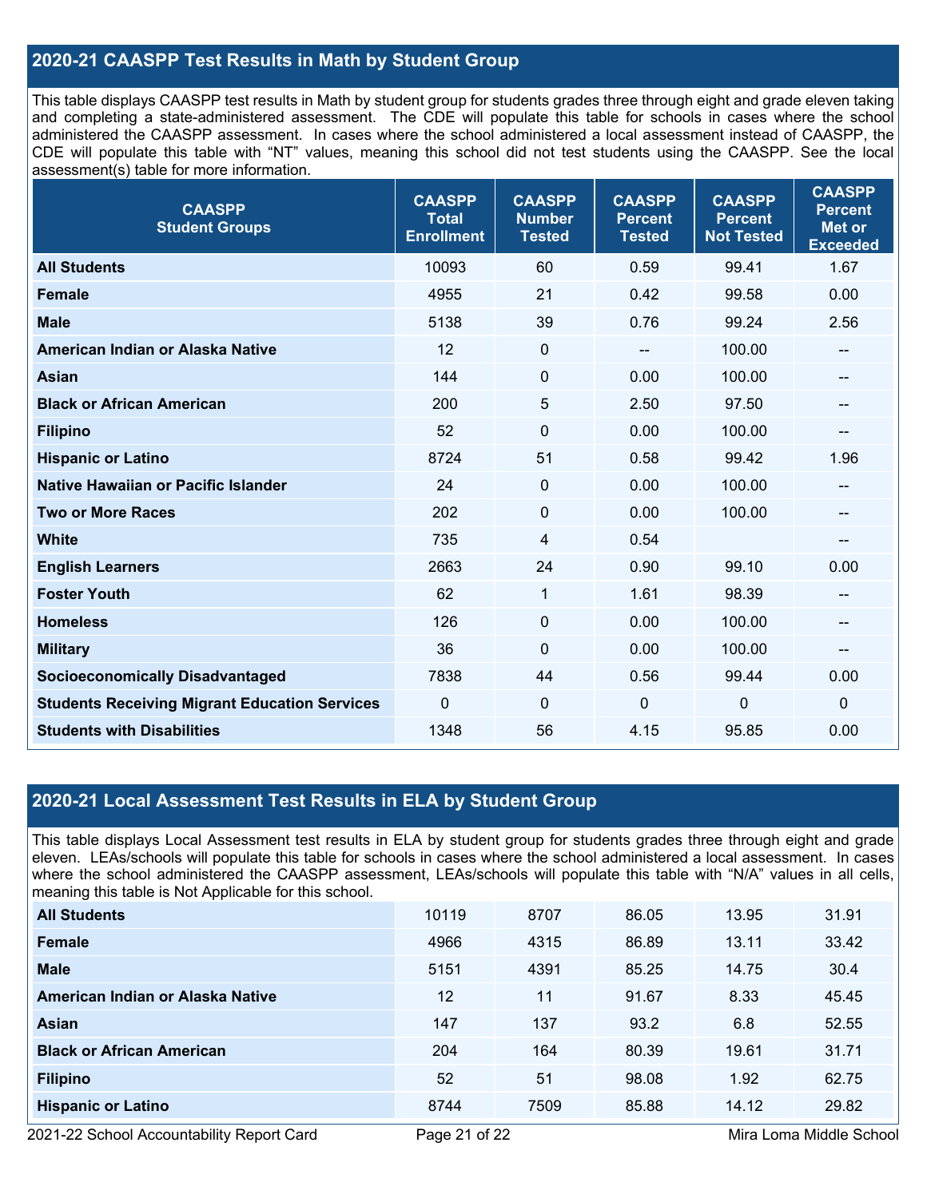## 2020-21 CAASPP Test Results in Math by Student Group

This table displays CAASPP test results in Math by student group for students grades three through eight and grade eleven taking and completing a state-administered assessment. The CDE will populate this table for schools in cases where the school administered the CAASPP assessment. In cases where the school administered a local assessment instead of CAASPP, the CDE will populate this table with "NT" values, meaning this school did not test students using the CAASPP. See the local assessment(s) table for more information.

| CAASPP Student Groups | CAASPP Total Enrollment | CAASPP Number Tested | CAASPP Percent Tested | CAASPP Percent Not Tested | CAASPP Percent Met or Exceeded |
|---|---|---|---|---|---|
| **All Students** | 10093 | 60 | 0.59 | 99.41 | 1.67 |
| **Female** | 4955 | 21 | 0.42 | 99.58 | 0.00 |
| **Male** | 5138 | 39 | 0.76 | 99.24 | 2.56 |
| **American Indian or Alaska Native** | 12 | 0 | -- | 100.00 | -- |
| **Asian** | 144 | 0 | 0.00 | 100.00 | -- |
| **Black or African American** | 200 | 5 | 2.50 | 97.50 | -- |
| **Filipino** | 52 | 0 | 0.00 | 100.00 | -- |
| **Hispanic or Latino** | 8724 | 51 | 0.58 | 99.42 | 1.96 |
| **Native Hawaiian or Pacific Islander** | 24 | 0 | 0.00 | 100.00 | -- |
| **Two or More Races** | 202 | 0 | 0.00 | 100.00 | -- |
| **White** | 735 | 4 | 0.54 | | -- |
| **English Learners** | 2663 | 24 | 0.90 | 99.10 | 0.00 |
| **Foster Youth** | 62 | 1 | 1.61 | 98.39 | -- |
| **Homeless** | 126 | 0 | 0.00 | 100.00 | -- |
| **Military** | 36 | 0 | 0.00 | 100.00 | -- |
| **Socioeconomically Disadvantaged** | 7838 | 44 | 0.56 | 99.44 | 0.00 |
| **Students Receiving Migrant Education Services** | 0 | 0 | 0 | 0 | 0 |
| **Students with Disabilities** | 1348 | 56 | 4.15 | 95.85 | 0.00 |

## 2020-21 Local Assessment Test Results in ELA by Student Group

This table displays Local Assessment test results in ELA by student group for students grades three through eight and grade eleven. LEAs/schools will populate this table for schools in cases where the school administered a local assessment. In cases where the school administered the CAASPP assessment, LEAs/schools will populate this table with "N/A" values in all cells, meaning this table is Not Applicable for this school.

| | | | | | |
|---|---|---|---|---|---|
| **All Students** | 10119 | 8707 | 86.05 | 13.95 | 31.91 |
| **Female** | 4966 | 4315 | 86.89 | 13.11 | 33.42 |
| **Male** | 5151 | 4391 | 85.25 | 14.75 | 30.4 |
| **American Indian or Alaska Native** | 12 | 11 | 91.67 | 8.33 | 45.45 |
| **Asian** | 147 | 137 | 93.2 | 6.8 | 52.55 |
| **Black or African American** | 204 | 164 | 80.39 | 19.61 | 31.71 |
| **Filipino** | 52 | 51 | 98.08 | 1.92 | 62.75 |
| **Hispanic or Latino** | 8744 | 7509 | 85.88 | 14.12 | 29.82 |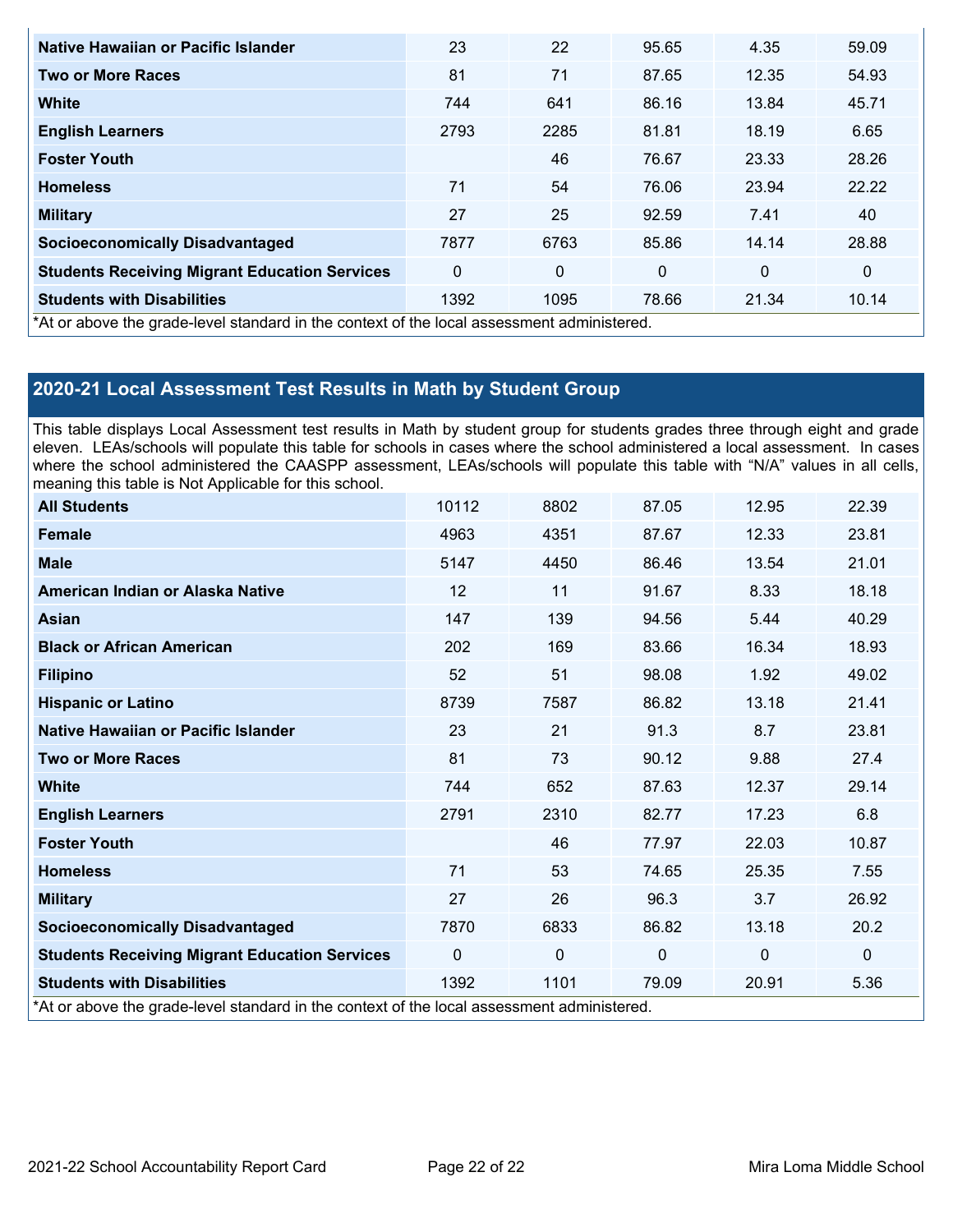| | | | | | |
|---|---|---|---|---|---|
| **Native Hawaiian or Pacific Islander** | 23 | 22 | 95.65 | 4.35 | 59.09 |
| **Two or More Races** | 81 | 71 | 87.65 | 12.35 | 54.93 |
| **White** | 744 | 641 | 86.16 | 13.84 | 45.71 |
| **English Learners** | 2793 | 2285 | 81.81 | 18.19 | 6.65 |
| **Foster Youth** | | 46 | 76.67 | 23.33 | 28.26 |
| **Homeless** | 71 | 54 | 76.06 | 23.94 | 22.22 |
| **Military** | 27 | 25 | 92.59 | 7.41 | 40 |
| **Socioeconomically Disadvantaged** | 7877 | 6763 | 85.86 | 14.14 | 28.88 |
| **Students Receiving Migrant Education Services** | 0 | 0 | 0 | 0 | 0 |
| **Students with Disabilities** | 1392 | 1095 | 78.66 | 21.34 | 10.14 |

*At or above the grade-level standard in the context of the local assessment administered.

## 2020-21 Local Assessment Test Results in Math by Student Group

This table displays Local Assessment test results in Math by student group for students grades three through eight and grade eleven. LEAs/schools will populate this table for schools in cases where the school administered a local assessment. In cases where the school administered the CAASPP assessment, LEAs/schools will populate this table with "N/A" values in all cells, meaning this table is Not Applicable for this school.

| | | | | | |
|---|---|---|---|---|---|
| **All Students** | 10112 | 8802 | 87.05 | 12.95 | 22.39 |
| **Female** | 4963 | 4351 | 87.67 | 12.33 | 23.81 |
| **Male** | 5147 | 4450 | 86.46 | 13.54 | 21.01 |
| **American Indian or Alaska Native** | 12 | 11 | 91.67 | 8.33 | 18.18 |
| **Asian** | 147 | 139 | 94.56 | 5.44 | 40.29 |
| **Black or African American** | 202 | 169 | 83.66 | 16.34 | 18.93 |
| **Filipino** | 52 | 51 | 98.08 | 1.92 | 49.02 |
| **Hispanic or Latino** | 8739 | 7587 | 86.82 | 13.18 | 21.41 |
| **Native Hawaiian or Pacific Islander** | 23 | 21 | 91.3 | 8.7 | 23.81 |
| **Two or More Races** | 81 | 73 | 90.12 | 9.88 | 27.4 |
| **White** | 744 | 652 | 87.63 | 12.37 | 29.14 |
| **English Learners** | 2791 | 2310 | 82.77 | 17.23 | 6.8 |
| **Foster Youth** | | 46 | 77.97 | 22.03 | 10.87 |
| **Homeless** | 71 | 53 | 74.65 | 25.35 | 7.55 |
| **Military** | 27 | 26 | 96.3 | 3.7 | 26.92 |
| **Socioeconomically Disadvantaged** | 7870 | 6833 | 86.82 | 13.18 | 20.2 |
| **Students Receiving Migrant Education Services** | 0 | 0 | 0 | 0 | 0 |
| **Students with Disabilities** | 1392 | 1101 | 79.09 | 20.91 | 5.36 |

*At or above the grade-level standard in the context of the local assessment administered.